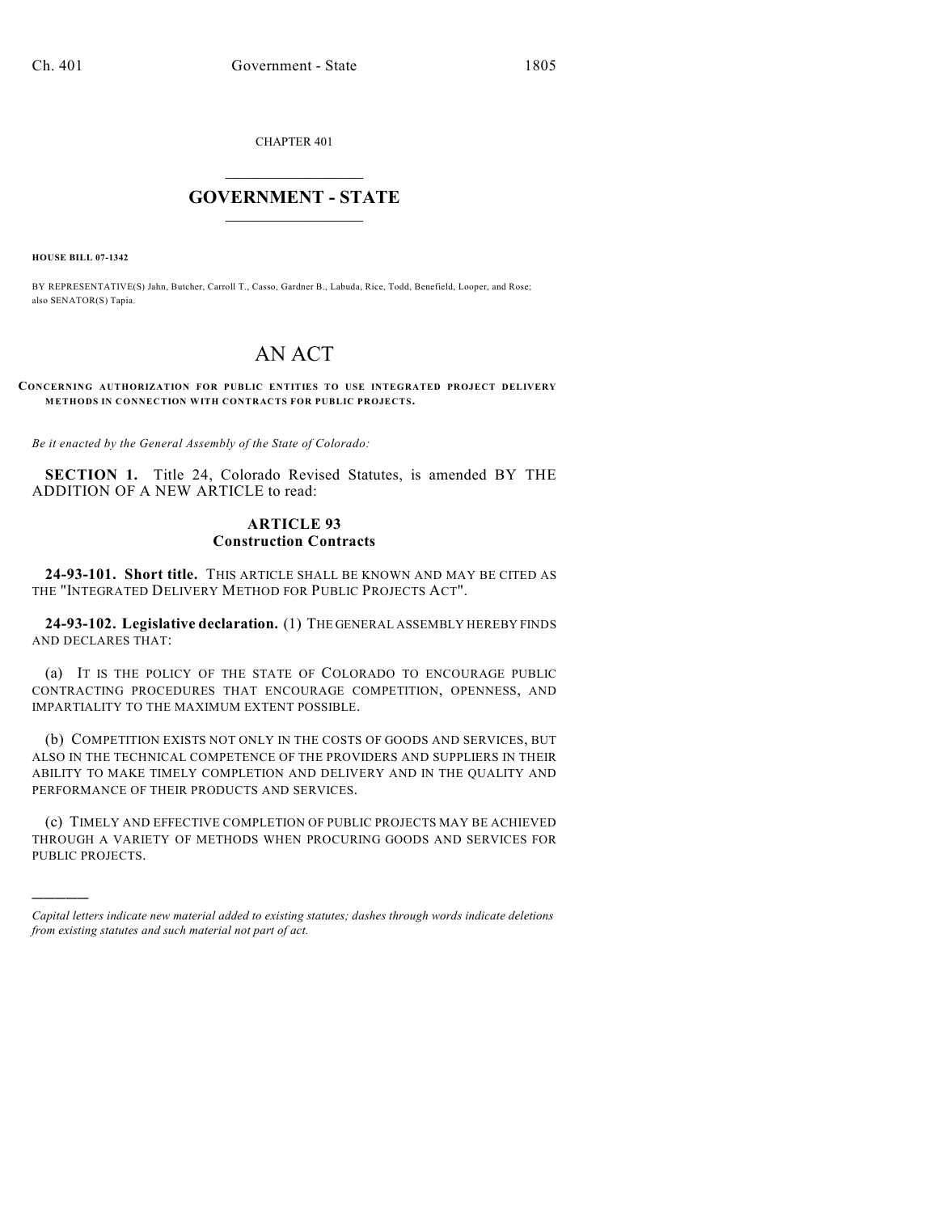CHAPTER 401

# GOVERNMENT - STATE

**HOUSE BILL 07-1342**

BY REPRESENTATIVE(S) Jahn, Butcher, Carroll T., Casso, Gardner B., Labuda, Rice, Todd, Benefield, Looper, and Rose; also SENATOR(S) Tapia.

# AN ACT

**CONCERNING AUTHORIZATION FOR PUBLIC ENTITIES TO USE INTEGRATED PROJECT DELIVERY METHODS IN CONNECTION WITH CONTRACTS FOR PUBLIC PROJECTS.**

*Be it enacted by the General Assembly of the State of Colorado:*

**SECTION 1.** Title 24, Colorado Revised Statutes, is amended BY THE ADDITION OF A NEW ARTICLE to read:

## ARTICLE 93
## Construction Contracts

**24-93-101. Short title.** THIS ARTICLE SHALL BE KNOWN AND MAY BE CITED AS THE "INTEGRATED DELIVERY METHOD FOR PUBLIC PROJECTS ACT".

**24-93-102. Legislative declaration.** (1) THE GENERAL ASSEMBLY HEREBY FINDS AND DECLARES THAT:

(a) IT IS THE POLICY OF THE STATE OF COLORADO TO ENCOURAGE PUBLIC CONTRACTING PROCEDURES THAT ENCOURAGE COMPETITION, OPENNESS, AND IMPARTIALITY TO THE MAXIMUM EXTENT POSSIBLE.

(b) COMPETITION EXISTS NOT ONLY IN THE COSTS OF GOODS AND SERVICES, BUT ALSO IN THE TECHNICAL COMPETENCE OF THE PROVIDERS AND SUPPLIERS IN THEIR ABILITY TO MAKE TIMELY COMPLETION AND DELIVERY AND IN THE QUALITY AND PERFORMANCE OF THEIR PRODUCTS AND SERVICES.

(c) TIMELY AND EFFECTIVE COMPLETION OF PUBLIC PROJECTS MAY BE ACHIEVED THROUGH A VARIETY OF METHODS WHEN PROCURING GOODS AND SERVICES FOR PUBLIC PROJECTS.

---

*Capital letters indicate new material added to existing statutes; dashes through words indicate deletions from existing statutes and such material not part of act.*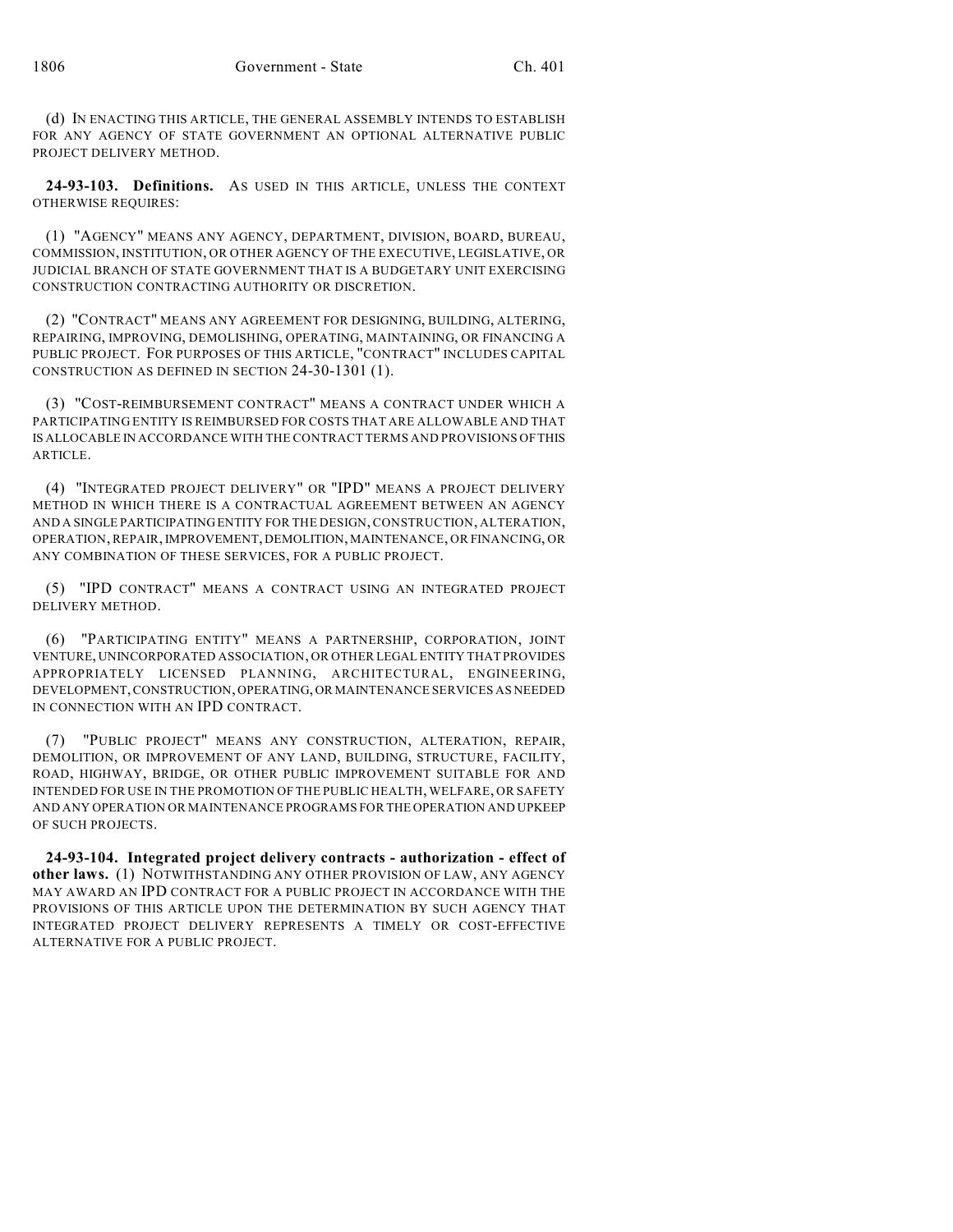(d) IN ENACTING THIS ARTICLE, THE GENERAL ASSEMBLY INTENDS TO ESTABLISH FOR ANY AGENCY OF STATE GOVERNMENT AN OPTIONAL ALTERNATIVE PUBLIC PROJECT DELIVERY METHOD.

**24-93-103. Definitions.** AS USED IN THIS ARTICLE, UNLESS THE CONTEXT OTHERWISE REQUIRES:

(1) "AGENCY" MEANS ANY AGENCY, DEPARTMENT, DIVISION, BOARD, BUREAU, COMMISSION, INSTITUTION, OR OTHER AGENCY OF THE EXECUTIVE, LEGISLATIVE, OR JUDICIAL BRANCH OF STATE GOVERNMENT THAT IS A BUDGETARY UNIT EXERCISING CONSTRUCTION CONTRACTING AUTHORITY OR DISCRETION.

(2) "CONTRACT" MEANS ANY AGREEMENT FOR DESIGNING, BUILDING, ALTERING, REPAIRING, IMPROVING, DEMOLISHING, OPERATING, MAINTAINING, OR FINANCING A PUBLIC PROJECT. FOR PURPOSES OF THIS ARTICLE, "CONTRACT" INCLUDES CAPITAL CONSTRUCTION AS DEFINED IN SECTION 24-30-1301 (1).

(3) "COST-REIMBURSEMENT CONTRACT" MEANS A CONTRACT UNDER WHICH A PARTICIPATING ENTITY IS REIMBURSED FOR COSTS THAT ARE ALLOWABLE AND THAT IS ALLOCABLE IN ACCORDANCE WITH THE CONTRACT TERMS AND PROVISIONS OF THIS ARTICLE.

(4) "INTEGRATED PROJECT DELIVERY" OR "IPD" MEANS A PROJECT DELIVERY METHOD IN WHICH THERE IS A CONTRACTUAL AGREEMENT BETWEEN AN AGENCY AND A SINGLE PARTICIPATING ENTITY FOR THE DESIGN, CONSTRUCTION, ALTERATION, OPERATION, REPAIR, IMPROVEMENT, DEMOLITION, MAINTENANCE, OR FINANCING, OR ANY COMBINATION OF THESE SERVICES, FOR A PUBLIC PROJECT.

(5) "IPD CONTRACT" MEANS A CONTRACT USING AN INTEGRATED PROJECT DELIVERY METHOD.

(6) "PARTICIPATING ENTITY" MEANS A PARTNERSHIP, CORPORATION, JOINT VENTURE, UNINCORPORATED ASSOCIATION, OR OTHER LEGAL ENTITY THAT PROVIDES APPROPRIATELY LICENSED PLANNING, ARCHITECTURAL, ENGINEERING, DEVELOPMENT, CONSTRUCTION, OPERATING, OR MAINTENANCE SERVICES AS NEEDED IN CONNECTION WITH AN IPD CONTRACT.

(7) "PUBLIC PROJECT" MEANS ANY CONSTRUCTION, ALTERATION, REPAIR, DEMOLITION, OR IMPROVEMENT OF ANY LAND, BUILDING, STRUCTURE, FACILITY, ROAD, HIGHWAY, BRIDGE, OR OTHER PUBLIC IMPROVEMENT SUITABLE FOR AND INTENDED FOR USE IN THE PROMOTION OF THE PUBLIC HEALTH, WELFARE, OR SAFETY AND ANY OPERATION OR MAINTENANCE PROGRAMS FOR THE OPERATION AND UPKEEP OF SUCH PROJECTS.

**24-93-104. Integrated project delivery contracts - authorization - effect of other laws.** (1) NOTWITHSTANDING ANY OTHER PROVISION OF LAW, ANY AGENCY MAY AWARD AN IPD CONTRACT FOR A PUBLIC PROJECT IN ACCORDANCE WITH THE PROVISIONS OF THIS ARTICLE UPON THE DETERMINATION BY SUCH AGENCY THAT INTEGRATED PROJECT DELIVERY REPRESENTS A TIMELY OR COST-EFFECTIVE ALTERNATIVE FOR A PUBLIC PROJECT.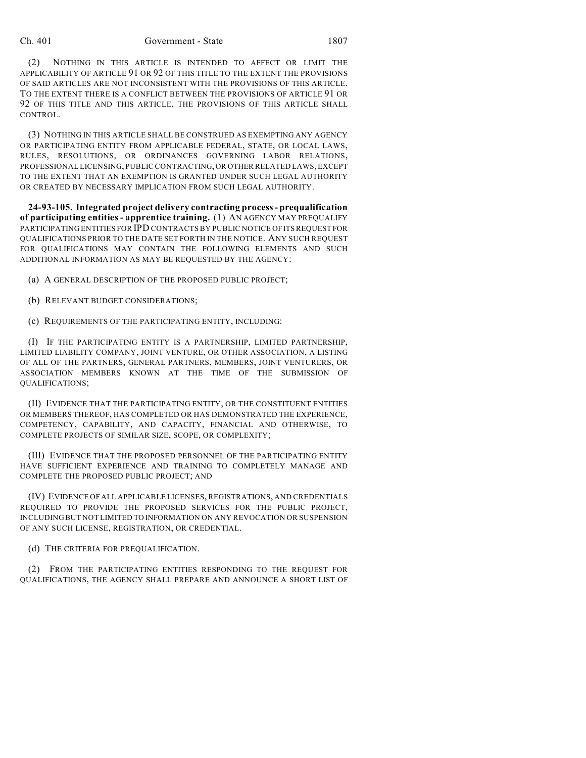(2) NOTHING IN THIS ARTICLE IS INTENDED TO AFFECT OR LIMIT THE APPLICABILITY OF ARTICLE 91 OR 92 OF THIS TITLE TO THE EXTENT THE PROVISIONS OF SAID ARTICLES ARE NOT INCONSISTENT WITH THE PROVISIONS OF THIS ARTICLE. TO THE EXTENT THERE IS A CONFLICT BETWEEN THE PROVISIONS OF ARTICLE 91 OR 92 OF THIS TITLE AND THIS ARTICLE, THE PROVISIONS OF THIS ARTICLE SHALL CONTROL.

(3) NOTHING IN THIS ARTICLE SHALL BE CONSTRUED AS EXEMPTING ANY AGENCY OR PARTICIPATING ENTITY FROM APPLICABLE FEDERAL, STATE, OR LOCAL LAWS, RULES, RESOLUTIONS, OR ORDINANCES GOVERNING LABOR RELATIONS, PROFESSIONAL LICENSING, PUBLIC CONTRACTING, OR OTHER RELATED LAWS, EXCEPT TO THE EXTENT THAT AN EXEMPTION IS GRANTED UNDER SUCH LEGAL AUTHORITY OR CREATED BY NECESSARY IMPLICATION FROM SUCH LEGAL AUTHORITY.

**24-93-105. Integrated project delivery contracting process - prequalification of participating entities - apprentice training.** (1) AN AGENCY MAY PREQUALIFY PARTICIPATING ENTITIES FOR IPD CONTRACTS BY PUBLIC NOTICE OF ITS REQUEST FOR QUALIFICATIONS PRIOR TO THE DATE SET FORTH IN THE NOTICE. ANY SUCH REQUEST FOR QUALIFICATIONS MAY CONTAIN THE FOLLOWING ELEMENTS AND SUCH ADDITIONAL INFORMATION AS MAY BE REQUESTED BY THE AGENCY:

(a) A GENERAL DESCRIPTION OF THE PROPOSED PUBLIC PROJECT;

(b) RELEVANT BUDGET CONSIDERATIONS;

(c) REQUIREMENTS OF THE PARTICIPATING ENTITY, INCLUDING:

(I) IF THE PARTICIPATING ENTITY IS A PARTNERSHIP, LIMITED PARTNERSHIP, LIMITED LIABILITY COMPANY, JOINT VENTURE, OR OTHER ASSOCIATION, A LISTING OF ALL OF THE PARTNERS, GENERAL PARTNERS, MEMBERS, JOINT VENTURERS, OR ASSOCIATION MEMBERS KNOWN AT THE TIME OF THE SUBMISSION OF QUALIFICATIONS;

(II) EVIDENCE THAT THE PARTICIPATING ENTITY, OR THE CONSTITUENT ENTITIES OR MEMBERS THEREOF, HAS COMPLETED OR HAS DEMONSTRATED THE EXPERIENCE, COMPETENCY, CAPABILITY, AND CAPACITY, FINANCIAL AND OTHERWISE, TO COMPLETE PROJECTS OF SIMILAR SIZE, SCOPE, OR COMPLEXITY;

(III) EVIDENCE THAT THE PROPOSED PERSONNEL OF THE PARTICIPATING ENTITY HAVE SUFFICIENT EXPERIENCE AND TRAINING TO COMPLETELY MANAGE AND COMPLETE THE PROPOSED PUBLIC PROJECT; AND

(IV) EVIDENCE OF ALL APPLICABLE LICENSES, REGISTRATIONS, AND CREDENTIALS REQUIRED TO PROVIDE THE PROPOSED SERVICES FOR THE PUBLIC PROJECT, INCLUDING BUT NOT LIMITED TO INFORMATION ON ANY REVOCATION OR SUSPENSION OF ANY SUCH LICENSE, REGISTRATION, OR CREDENTIAL.

(d) THE CRITERIA FOR PREQUALIFICATION.

(2) FROM THE PARTICIPATING ENTITIES RESPONDING TO THE REQUEST FOR QUALIFICATIONS, THE AGENCY SHALL PREPARE AND ANNOUNCE A SHORT LIST OF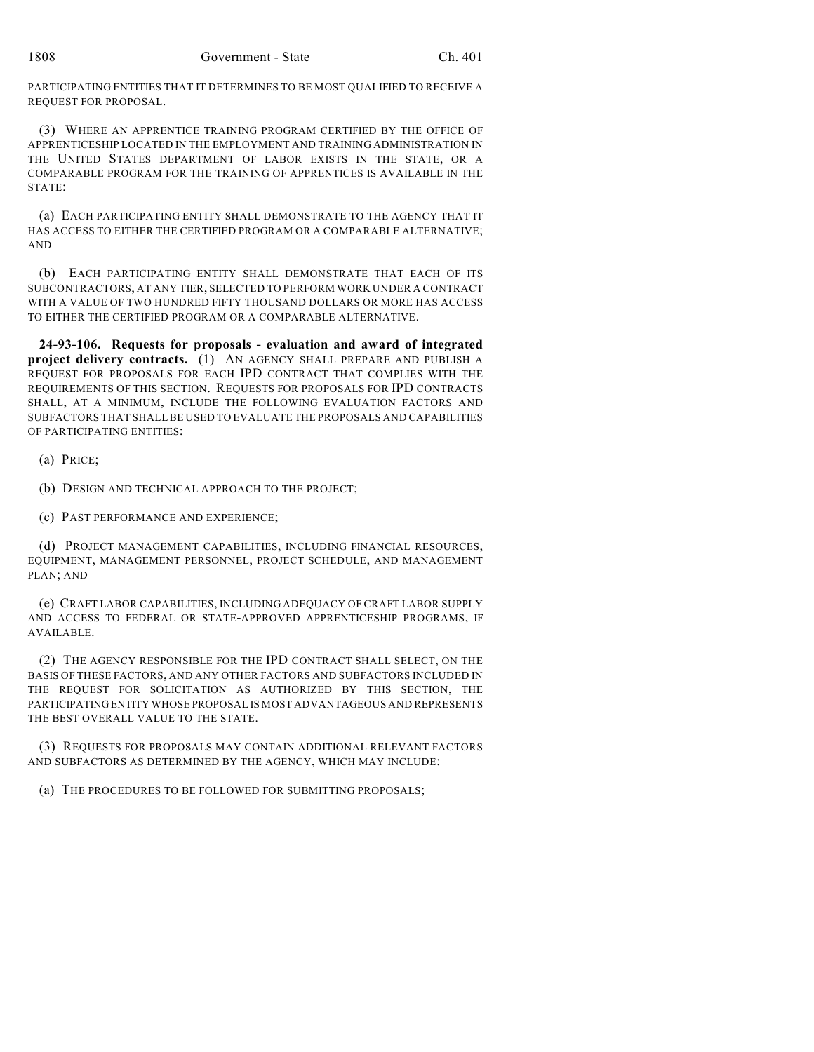PARTICIPATING ENTITIES THAT IT DETERMINES TO BE MOST QUALIFIED TO RECEIVE A REQUEST FOR PROPOSAL.

(3) WHERE AN APPRENTICE TRAINING PROGRAM CERTIFIED BY THE OFFICE OF APPRENTICESHIP LOCATED IN THE EMPLOYMENT AND TRAINING ADMINISTRATION IN THE UNITED STATES DEPARTMENT OF LABOR EXISTS IN THE STATE, OR A COMPARABLE PROGRAM FOR THE TRAINING OF APPRENTICES IS AVAILABLE IN THE STATE:

(a) EACH PARTICIPATING ENTITY SHALL DEMONSTRATE TO THE AGENCY THAT IT HAS ACCESS TO EITHER THE CERTIFIED PROGRAM OR A COMPARABLE ALTERNATIVE; AND

(b) EACH PARTICIPATING ENTITY SHALL DEMONSTRATE THAT EACH OF ITS SUBCONTRACTORS, AT ANY TIER, SELECTED TO PERFORM WORK UNDER A CONTRACT WITH A VALUE OF TWO HUNDRED FIFTY THOUSAND DOLLARS OR MORE HAS ACCESS TO EITHER THE CERTIFIED PROGRAM OR A COMPARABLE ALTERNATIVE.

**24-93-106. Requests for proposals - evaluation and award of integrated project delivery contracts.** (1) AN AGENCY SHALL PREPARE AND PUBLISH A REQUEST FOR PROPOSALS FOR EACH IPD CONTRACT THAT COMPLIES WITH THE REQUIREMENTS OF THIS SECTION. REQUESTS FOR PROPOSALS FOR IPD CONTRACTS SHALL, AT A MINIMUM, INCLUDE THE FOLLOWING EVALUATION FACTORS AND SUBFACTORS THAT SHALL BE USED TO EVALUATE THE PROPOSALS AND CAPABILITIES OF PARTICIPATING ENTITIES:

(a) PRICE;

(b) DESIGN AND TECHNICAL APPROACH TO THE PROJECT;

(c) PAST PERFORMANCE AND EXPERIENCE;

(d) PROJECT MANAGEMENT CAPABILITIES, INCLUDING FINANCIAL RESOURCES, EQUIPMENT, MANAGEMENT PERSONNEL, PROJECT SCHEDULE, AND MANAGEMENT PLAN; AND

(e) CRAFT LABOR CAPABILITIES, INCLUDING ADEQUACY OF CRAFT LABOR SUPPLY AND ACCESS TO FEDERAL OR STATE-APPROVED APPRENTICESHIP PROGRAMS, IF AVAILABLE.

(2) THE AGENCY RESPONSIBLE FOR THE IPD CONTRACT SHALL SELECT, ON THE BASIS OF THESE FACTORS, AND ANY OTHER FACTORS AND SUBFACTORS INCLUDED IN THE REQUEST FOR SOLICITATION AS AUTHORIZED BY THIS SECTION, THE PARTICIPATING ENTITY WHOSE PROPOSAL IS MOST ADVANTAGEOUS AND REPRESENTS THE BEST OVERALL VALUE TO THE STATE.

(3) REQUESTS FOR PROPOSALS MAY CONTAIN ADDITIONAL RELEVANT FACTORS AND SUBFACTORS AS DETERMINED BY THE AGENCY, WHICH MAY INCLUDE:

(a) THE PROCEDURES TO BE FOLLOWED FOR SUBMITTING PROPOSALS;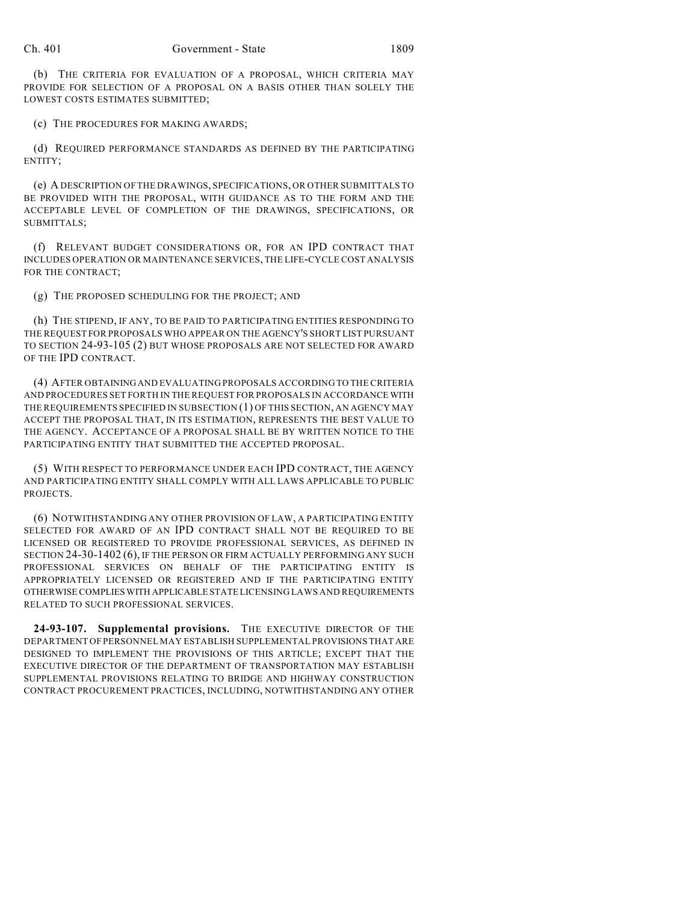(b) THE CRITERIA FOR EVALUATION OF A PROPOSAL, WHICH CRITERIA MAY PROVIDE FOR SELECTION OF A PROPOSAL ON A BASIS OTHER THAN SOLELY THE LOWEST COSTS ESTIMATES SUBMITTED;

(c) THE PROCEDURES FOR MAKING AWARDS;

(d) REQUIRED PERFORMANCE STANDARDS AS DEFINED BY THE PARTICIPATING ENTITY;

(e) A DESCRIPTION OF THE DRAWINGS, SPECIFICATIONS, OR OTHER SUBMITTALS TO BE PROVIDED WITH THE PROPOSAL, WITH GUIDANCE AS TO THE FORM AND THE ACCEPTABLE LEVEL OF COMPLETION OF THE DRAWINGS, SPECIFICATIONS, OR SUBMITTALS;

(f) RELEVANT BUDGET CONSIDERATIONS OR, FOR AN IPD CONTRACT THAT INCLUDES OPERATION OR MAINTENANCE SERVICES, THE LIFE-CYCLE COST ANALYSIS FOR THE CONTRACT;

(g) THE PROPOSED SCHEDULING FOR THE PROJECT; AND

(h) THE STIPEND, IF ANY, TO BE PAID TO PARTICIPATING ENTITIES RESPONDING TO THE REQUEST FOR PROPOSALS WHO APPEAR ON THE AGENCY'S SHORT LIST PURSUANT TO SECTION 24-93-105 (2) BUT WHOSE PROPOSALS ARE NOT SELECTED FOR AWARD OF THE IPD CONTRACT.

(4) AFTER OBTAINING AND EVALUATING PROPOSALS ACCORDING TO THE CRITERIA AND PROCEDURES SET FORTH IN THE REQUEST FOR PROPOSALS IN ACCORDANCE WITH THE REQUIREMENTS SPECIFIED IN SUBSECTION (1) OF THIS SECTION, AN AGENCY MAY ACCEPT THE PROPOSAL THAT, IN ITS ESTIMATION, REPRESENTS THE BEST VALUE TO THE AGENCY. ACCEPTANCE OF A PROPOSAL SHALL BE BY WRITTEN NOTICE TO THE PARTICIPATING ENTITY THAT SUBMITTED THE ACCEPTED PROPOSAL.

(5) WITH RESPECT TO PERFORMANCE UNDER EACH IPD CONTRACT, THE AGENCY AND PARTICIPATING ENTITY SHALL COMPLY WITH ALL LAWS APPLICABLE TO PUBLIC PROJECTS.

(6) NOTWITHSTANDING ANY OTHER PROVISION OF LAW, A PARTICIPATING ENTITY SELECTED FOR AWARD OF AN IPD CONTRACT SHALL NOT BE REQUIRED TO BE LICENSED OR REGISTERED TO PROVIDE PROFESSIONAL SERVICES, AS DEFINED IN SECTION 24-30-1402 (6), IF THE PERSON OR FIRM ACTUALLY PERFORMING ANY SUCH PROFESSIONAL SERVICES ON BEHALF OF THE PARTICIPATING ENTITY IS APPROPRIATELY LICENSED OR REGISTERED AND IF THE PARTICIPATING ENTITY OTHERWISE COMPLIES WITH APPLICABLE STATE LICENSING LAWS AND REQUIREMENTS RELATED TO SUCH PROFESSIONAL SERVICES.

**24-93-107. Supplemental provisions.** THE EXECUTIVE DIRECTOR OF THE DEPARTMENT OF PERSONNEL MAY ESTABLISH SUPPLEMENTAL PROVISIONS THAT ARE DESIGNED TO IMPLEMENT THE PROVISIONS OF THIS ARTICLE; EXCEPT THAT THE EXECUTIVE DIRECTOR OF THE DEPARTMENT OF TRANSPORTATION MAY ESTABLISH SUPPLEMENTAL PROVISIONS RELATING TO BRIDGE AND HIGHWAY CONSTRUCTION CONTRACT PROCUREMENT PRACTICES, INCLUDING, NOTWITHSTANDING ANY OTHER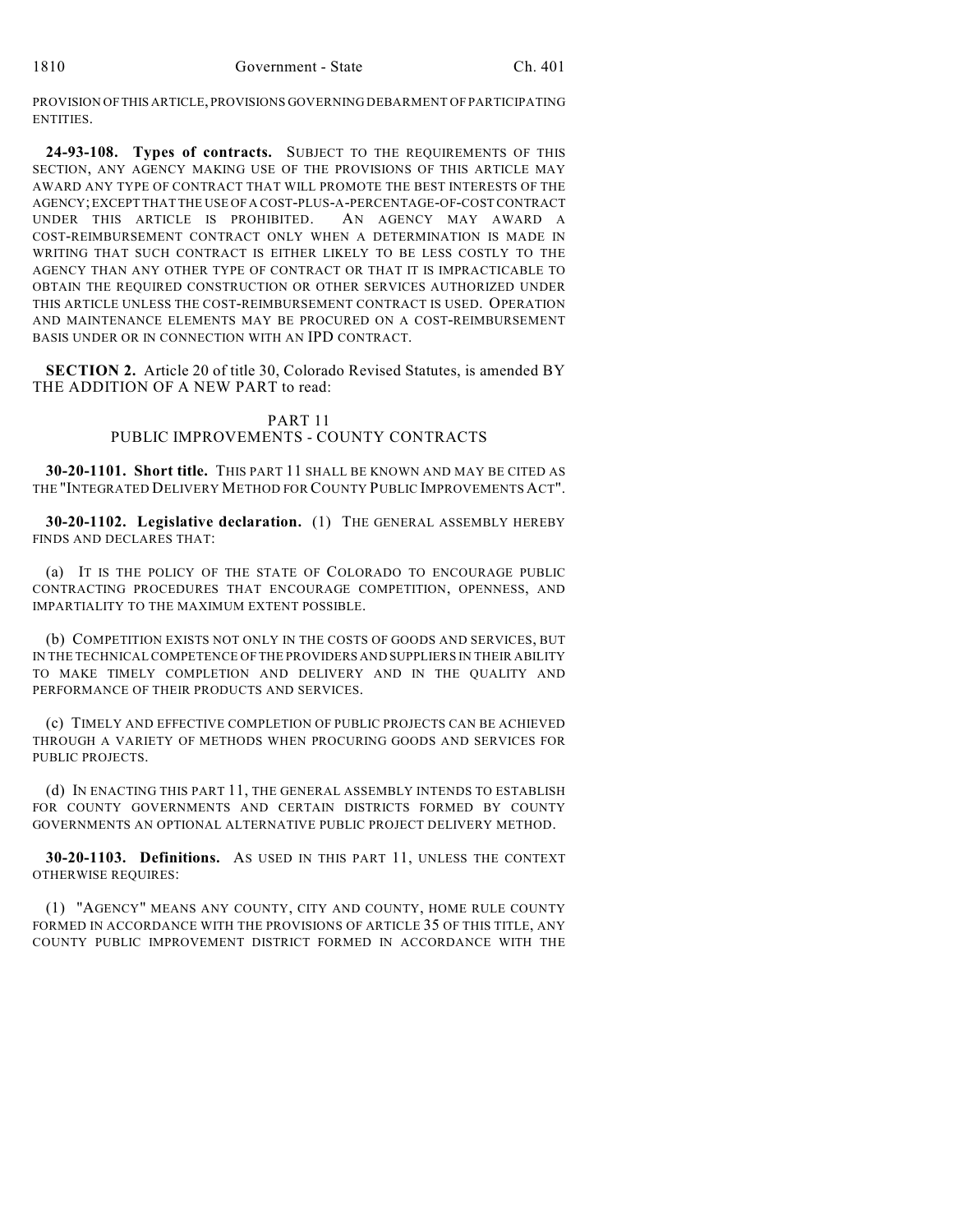PROVISION OF THIS ARTICLE, PROVISIONS GOVERNING DEBARMENT OF PARTICIPATING ENTITIES.

**24-93-108. Types of contracts.** SUBJECT TO THE REQUIREMENTS OF THIS SECTION, ANY AGENCY MAKING USE OF THE PROVISIONS OF THIS ARTICLE MAY AWARD ANY TYPE OF CONTRACT THAT WILL PROMOTE THE BEST INTERESTS OF THE AGENCY; EXCEPT THAT THE USE OF A COST-PLUS-A-PERCENTAGE-OF-COST CONTRACT UNDER THIS ARTICLE IS PROHIBITED. AN AGENCY MAY AWARD A COST-REIMBURSEMENT CONTRACT ONLY WHEN A DETERMINATION IS MADE IN WRITING THAT SUCH CONTRACT IS EITHER LIKELY TO BE LESS COSTLY TO THE AGENCY THAN ANY OTHER TYPE OF CONTRACT OR THAT IT IS IMPRACTICABLE TO OBTAIN THE REQUIRED CONSTRUCTION OR OTHER SERVICES AUTHORIZED UNDER THIS ARTICLE UNLESS THE COST-REIMBURSEMENT CONTRACT IS USED. OPERATION AND MAINTENANCE ELEMENTS MAY BE PROCURED ON A COST-REIMBURSEMENT BASIS UNDER OR IN CONNECTION WITH AN IPD CONTRACT.

**SECTION 2.** Article 20 of title 30, Colorado Revised Statutes, is amended BY THE ADDITION OF A NEW PART to read:

PART 11
PUBLIC IMPROVEMENTS - COUNTY CONTRACTS

**30-20-1101. Short title.** THIS PART 11 SHALL BE KNOWN AND MAY BE CITED AS THE "INTEGRATED DELIVERY METHOD FOR COUNTY PUBLIC IMPROVEMENTS ACT".

**30-20-1102. Legislative declaration.** (1) THE GENERAL ASSEMBLY HEREBY FINDS AND DECLARES THAT:

(a) IT IS THE POLICY OF THE STATE OF COLORADO TO ENCOURAGE PUBLIC CONTRACTING PROCEDURES THAT ENCOURAGE COMPETITION, OPENNESS, AND IMPARTIALITY TO THE MAXIMUM EXTENT POSSIBLE.

(b) COMPETITION EXISTS NOT ONLY IN THE COSTS OF GOODS AND SERVICES, BUT IN THE TECHNICAL COMPETENCE OF THE PROVIDERS AND SUPPLIERS IN THEIR ABILITY TO MAKE TIMELY COMPLETION AND DELIVERY AND IN THE QUALITY AND PERFORMANCE OF THEIR PRODUCTS AND SERVICES.

(c) TIMELY AND EFFECTIVE COMPLETION OF PUBLIC PROJECTS CAN BE ACHIEVED THROUGH A VARIETY OF METHODS WHEN PROCURING GOODS AND SERVICES FOR PUBLIC PROJECTS.

(d) IN ENACTING THIS PART 11, THE GENERAL ASSEMBLY INTENDS TO ESTABLISH FOR COUNTY GOVERNMENTS AND CERTAIN DISTRICTS FORMED BY COUNTY GOVERNMENTS AN OPTIONAL ALTERNATIVE PUBLIC PROJECT DELIVERY METHOD.

**30-20-1103. Definitions.** AS USED IN THIS PART 11, UNLESS THE CONTEXT OTHERWISE REQUIRES:

(1) "AGENCY" MEANS ANY COUNTY, CITY AND COUNTY, HOME RULE COUNTY FORMED IN ACCORDANCE WITH THE PROVISIONS OF ARTICLE 35 OF THIS TITLE, ANY COUNTY PUBLIC IMPROVEMENT DISTRICT FORMED IN ACCORDANCE WITH THE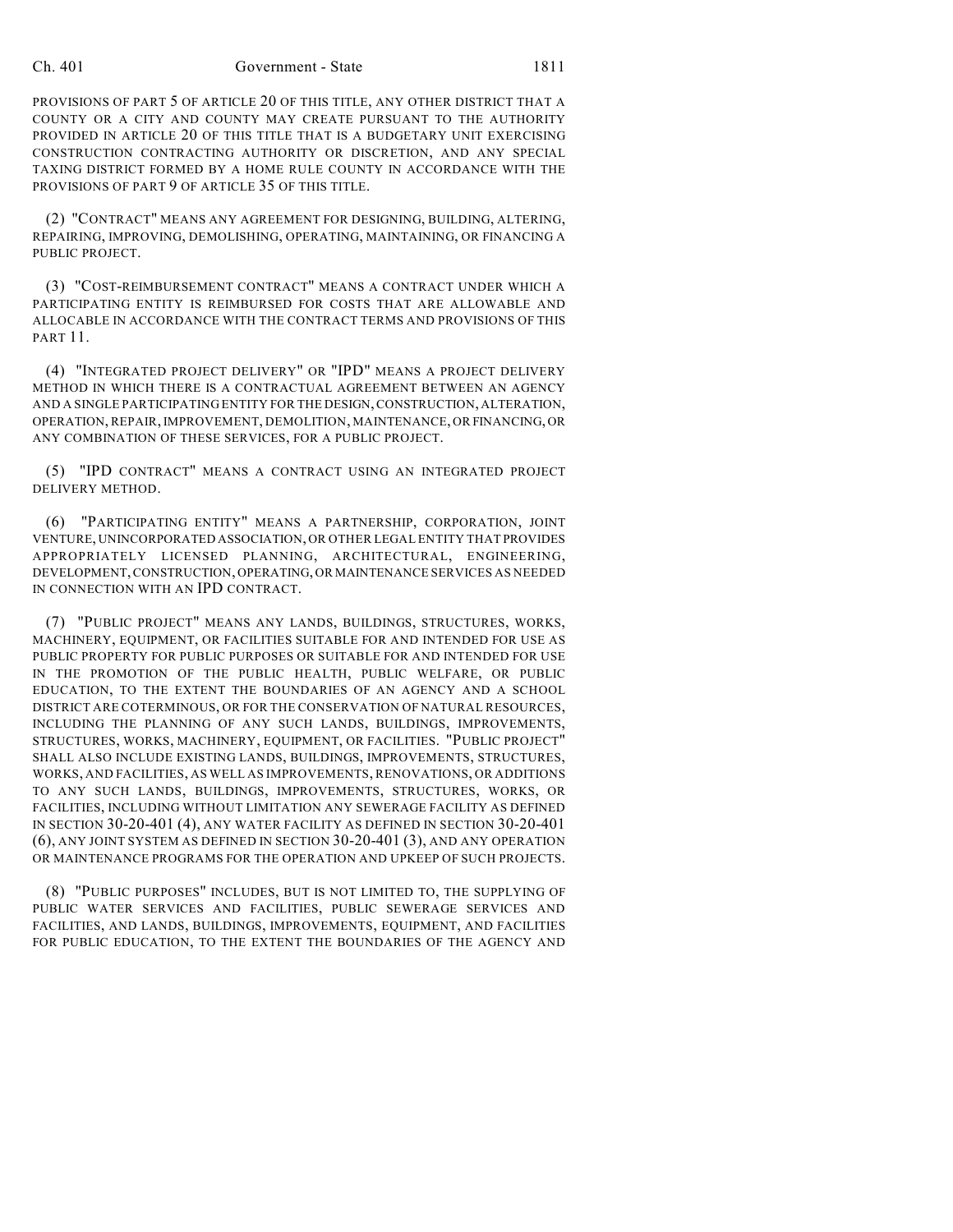PROVISIONS OF PART 5 OF ARTICLE 20 OF THIS TITLE, ANY OTHER DISTRICT THAT A COUNTY OR A CITY AND COUNTY MAY CREATE PURSUANT TO THE AUTHORITY PROVIDED IN ARTICLE 20 OF THIS TITLE THAT IS A BUDGETARY UNIT EXERCISING CONSTRUCTION CONTRACTING AUTHORITY OR DISCRETION, AND ANY SPECIAL TAXING DISTRICT FORMED BY A HOME RULE COUNTY IN ACCORDANCE WITH THE PROVISIONS OF PART 9 OF ARTICLE 35 OF THIS TITLE.

(2) "CONTRACT" MEANS ANY AGREEMENT FOR DESIGNING, BUILDING, ALTERING, REPAIRING, IMPROVING, DEMOLISHING, OPERATING, MAINTAINING, OR FINANCING A PUBLIC PROJECT.

(3) "COST-REIMBURSEMENT CONTRACT" MEANS A CONTRACT UNDER WHICH A PARTICIPATING ENTITY IS REIMBURSED FOR COSTS THAT ARE ALLOWABLE AND ALLOCABLE IN ACCORDANCE WITH THE CONTRACT TERMS AND PROVISIONS OF THIS PART 11.

(4) "INTEGRATED PROJECT DELIVERY" OR "IPD" MEANS A PROJECT DELIVERY METHOD IN WHICH THERE IS A CONTRACTUAL AGREEMENT BETWEEN AN AGENCY AND A SINGLE PARTICIPATING ENTITY FOR THE DESIGN, CONSTRUCTION, ALTERATION, OPERATION, REPAIR, IMPROVEMENT, DEMOLITION, MAINTENANCE, OR FINANCING, OR ANY COMBINATION OF THESE SERVICES, FOR A PUBLIC PROJECT.

(5) "IPD CONTRACT" MEANS A CONTRACT USING AN INTEGRATED PROJECT DELIVERY METHOD.

(6) "PARTICIPATING ENTITY" MEANS A PARTNERSHIP, CORPORATION, JOINT VENTURE, UNINCORPORATED ASSOCIATION, OR OTHER LEGAL ENTITY THAT PROVIDES APPROPRIATELY LICENSED PLANNING, ARCHITECTURAL, ENGINEERING, DEVELOPMENT, CONSTRUCTION, OPERATING, OR MAINTENANCE SERVICES AS NEEDED IN CONNECTION WITH AN IPD CONTRACT.

(7) "PUBLIC PROJECT" MEANS ANY LANDS, BUILDINGS, STRUCTURES, WORKS, MACHINERY, EQUIPMENT, OR FACILITIES SUITABLE FOR AND INTENDED FOR USE AS PUBLIC PROPERTY FOR PUBLIC PURPOSES OR SUITABLE FOR AND INTENDED FOR USE IN THE PROMOTION OF THE PUBLIC HEALTH, PUBLIC WELFARE, OR PUBLIC EDUCATION, TO THE EXTENT THE BOUNDARIES OF AN AGENCY AND A SCHOOL DISTRICT ARE COTERMINOUS, OR FOR THE CONSERVATION OF NATURAL RESOURCES, INCLUDING THE PLANNING OF ANY SUCH LANDS, BUILDINGS, IMPROVEMENTS, STRUCTURES, WORKS, MACHINERY, EQUIPMENT, OR FACILITIES. "PUBLIC PROJECT" SHALL ALSO INCLUDE EXISTING LANDS, BUILDINGS, IMPROVEMENTS, STRUCTURES, WORKS, AND FACILITIES, AS WELL AS IMPROVEMENTS, RENOVATIONS, OR ADDITIONS TO ANY SUCH LANDS, BUILDINGS, IMPROVEMENTS, STRUCTURES, WORKS, OR FACILITIES, INCLUDING WITHOUT LIMITATION ANY SEWERAGE FACILITY AS DEFINED IN SECTION 30-20-401 (4), ANY WATER FACILITY AS DEFINED IN SECTION 30-20-401 (6), ANY JOINT SYSTEM AS DEFINED IN SECTION 30-20-401 (3), AND ANY OPERATION OR MAINTENANCE PROGRAMS FOR THE OPERATION AND UPKEEP OF SUCH PROJECTS.

(8) "PUBLIC PURPOSES" INCLUDES, BUT IS NOT LIMITED TO, THE SUPPLYING OF PUBLIC WATER SERVICES AND FACILITIES, PUBLIC SEWERAGE SERVICES AND FACILITIES, AND LANDS, BUILDINGS, IMPROVEMENTS, EQUIPMENT, AND FACILITIES FOR PUBLIC EDUCATION, TO THE EXTENT THE BOUNDARIES OF THE AGENCY AND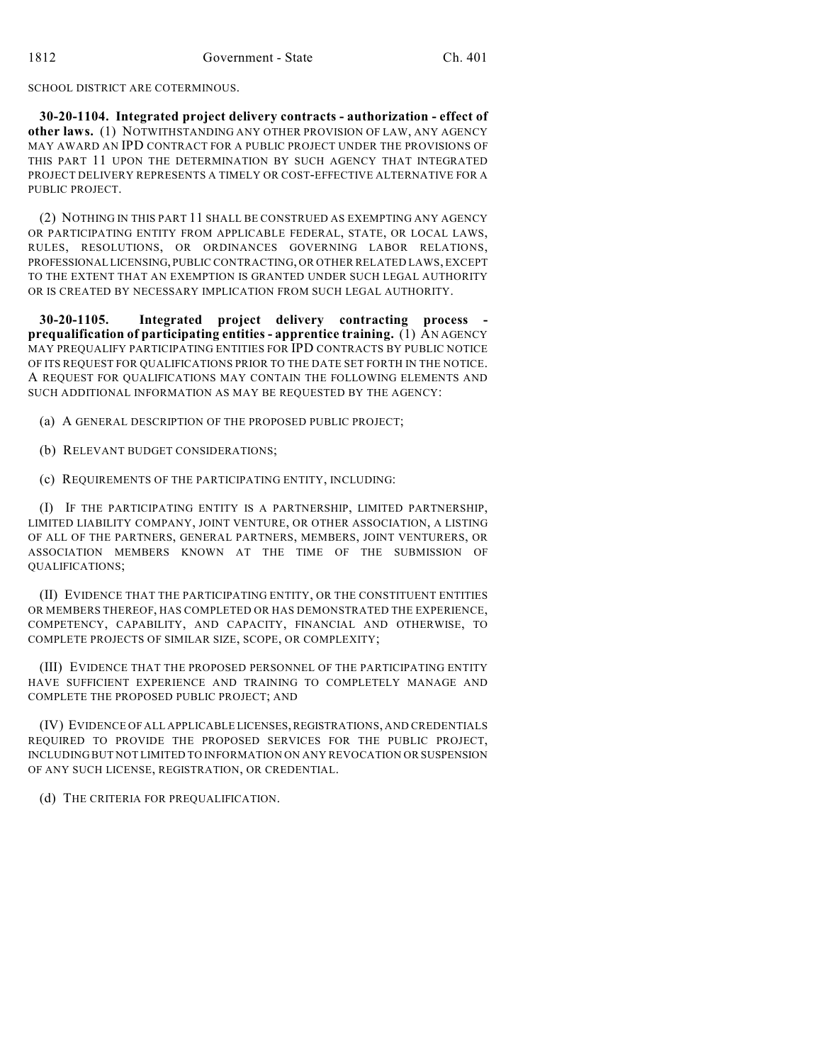SCHOOL DISTRICT ARE COTERMINOUS.

**30-20-1104. Integrated project delivery contracts - authorization - effect of other laws.** (1) NOTWITHSTANDING ANY OTHER PROVISION OF LAW, ANY AGENCY MAY AWARD AN IPD CONTRACT FOR A PUBLIC PROJECT UNDER THE PROVISIONS OF THIS PART 11 UPON THE DETERMINATION BY SUCH AGENCY THAT INTEGRATED PROJECT DELIVERY REPRESENTS A TIMELY OR COST-EFFECTIVE ALTERNATIVE FOR A PUBLIC PROJECT.

(2) NOTHING IN THIS PART 11 SHALL BE CONSTRUED AS EXEMPTING ANY AGENCY OR PARTICIPATING ENTITY FROM APPLICABLE FEDERAL, STATE, OR LOCAL LAWS, RULES, RESOLUTIONS, OR ORDINANCES GOVERNING LABOR RELATIONS, PROFESSIONAL LICENSING, PUBLIC CONTRACTING, OR OTHER RELATED LAWS, EXCEPT TO THE EXTENT THAT AN EXEMPTION IS GRANTED UNDER SUCH LEGAL AUTHORITY OR IS CREATED BY NECESSARY IMPLICATION FROM SUCH LEGAL AUTHORITY.

**30-20-1105. Integrated project delivery contracting process - prequalification of participating entities - apprentice training.** (1) AN AGENCY MAY PREQUALIFY PARTICIPATING ENTITIES FOR IPD CONTRACTS BY PUBLIC NOTICE OF ITS REQUEST FOR QUALIFICATIONS PRIOR TO THE DATE SET FORTH IN THE NOTICE. A REQUEST FOR QUALIFICATIONS MAY CONTAIN THE FOLLOWING ELEMENTS AND SUCH ADDITIONAL INFORMATION AS MAY BE REQUESTED BY THE AGENCY:

(a) A GENERAL DESCRIPTION OF THE PROPOSED PUBLIC PROJECT;

(b) RELEVANT BUDGET CONSIDERATIONS;

(c) REQUIREMENTS OF THE PARTICIPATING ENTITY, INCLUDING:

(I) IF THE PARTICIPATING ENTITY IS A PARTNERSHIP, LIMITED PARTNERSHIP, LIMITED LIABILITY COMPANY, JOINT VENTURE, OR OTHER ASSOCIATION, A LISTING OF ALL OF THE PARTNERS, GENERAL PARTNERS, MEMBERS, JOINT VENTURERS, OR ASSOCIATION MEMBERS KNOWN AT THE TIME OF THE SUBMISSION OF QUALIFICATIONS;

(II) EVIDENCE THAT THE PARTICIPATING ENTITY, OR THE CONSTITUENT ENTITIES OR MEMBERS THEREOF, HAS COMPLETED OR HAS DEMONSTRATED THE EXPERIENCE, COMPETENCY, CAPABILITY, AND CAPACITY, FINANCIAL AND OTHERWISE, TO COMPLETE PROJECTS OF SIMILAR SIZE, SCOPE, OR COMPLEXITY;

(III) EVIDENCE THAT THE PROPOSED PERSONNEL OF THE PARTICIPATING ENTITY HAVE SUFFICIENT EXPERIENCE AND TRAINING TO COMPLETELY MANAGE AND COMPLETE THE PROPOSED PUBLIC PROJECT; AND

(IV) EVIDENCE OF ALL APPLICABLE LICENSES, REGISTRATIONS, AND CREDENTIALS REQUIRED TO PROVIDE THE PROPOSED SERVICES FOR THE PUBLIC PROJECT, INCLUDING BUT NOT LIMITED TO INFORMATION ON ANY REVOCATION OR SUSPENSION OF ANY SUCH LICENSE, REGISTRATION, OR CREDENTIAL.

(d) THE CRITERIA FOR PREQUALIFICATION.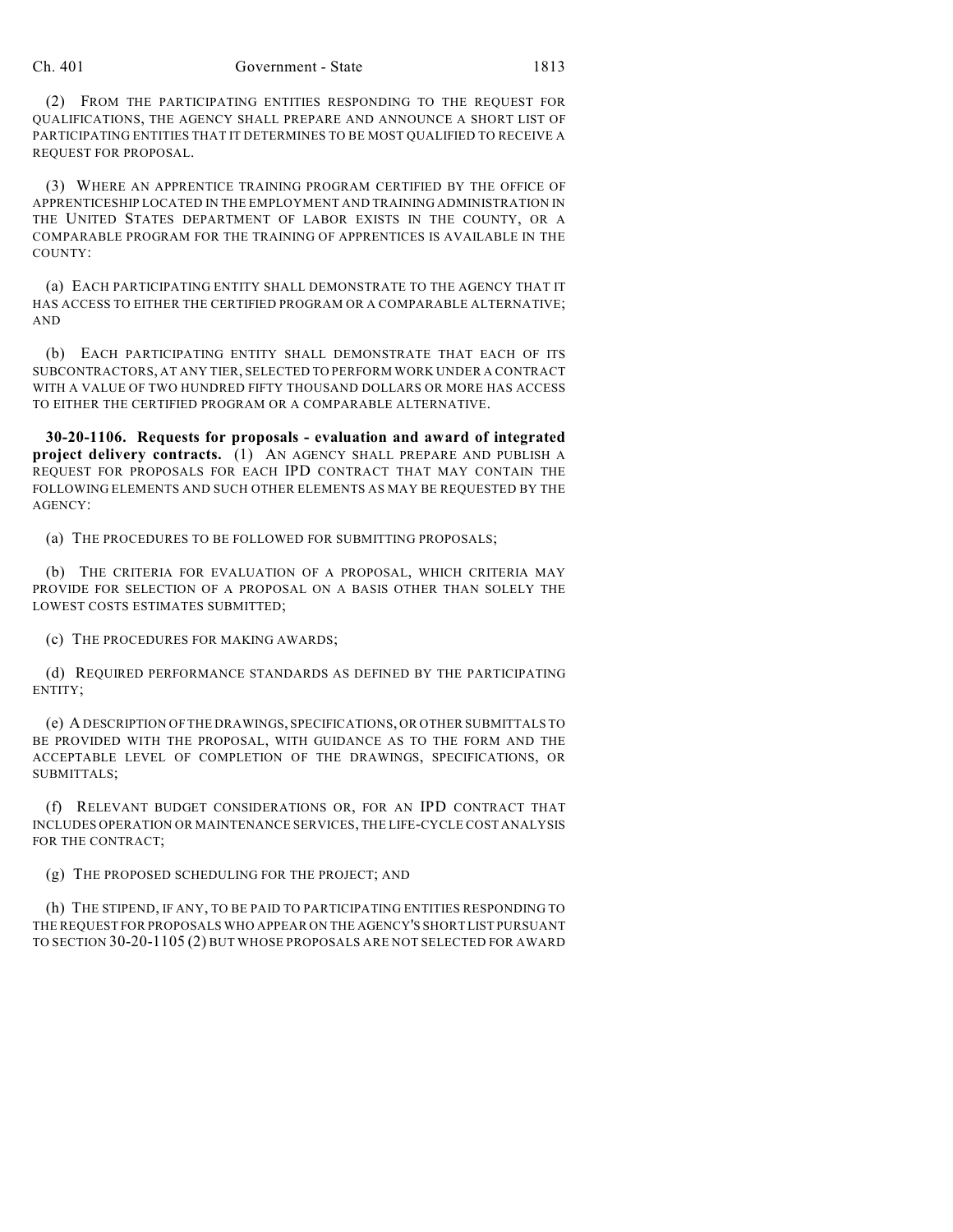(2) FROM THE PARTICIPATING ENTITIES RESPONDING TO THE REQUEST FOR QUALIFICATIONS, THE AGENCY SHALL PREPARE AND ANNOUNCE A SHORT LIST OF PARTICIPATING ENTITIES THAT IT DETERMINES TO BE MOST QUALIFIED TO RECEIVE A REQUEST FOR PROPOSAL.

(3) WHERE AN APPRENTICE TRAINING PROGRAM CERTIFIED BY THE OFFICE OF APPRENTICESHIP LOCATED IN THE EMPLOYMENT AND TRAINING ADMINISTRATION IN THE UNITED STATES DEPARTMENT OF LABOR EXISTS IN THE COUNTY, OR A COMPARABLE PROGRAM FOR THE TRAINING OF APPRENTICES IS AVAILABLE IN THE COUNTY:

(a) EACH PARTICIPATING ENTITY SHALL DEMONSTRATE TO THE AGENCY THAT IT HAS ACCESS TO EITHER THE CERTIFIED PROGRAM OR A COMPARABLE ALTERNATIVE; AND

(b) EACH PARTICIPATING ENTITY SHALL DEMONSTRATE THAT EACH OF ITS SUBCONTRACTORS, AT ANY TIER, SELECTED TO PERFORM WORK UNDER A CONTRACT WITH A VALUE OF TWO HUNDRED FIFTY THOUSAND DOLLARS OR MORE HAS ACCESS TO EITHER THE CERTIFIED PROGRAM OR A COMPARABLE ALTERNATIVE.

**30-20-1106. Requests for proposals - evaluation and award of integrated project delivery contracts.** (1) AN AGENCY SHALL PREPARE AND PUBLISH A REQUEST FOR PROPOSALS FOR EACH IPD CONTRACT THAT MAY CONTAIN THE FOLLOWING ELEMENTS AND SUCH OTHER ELEMENTS AS MAY BE REQUESTED BY THE AGENCY:

(a) THE PROCEDURES TO BE FOLLOWED FOR SUBMITTING PROPOSALS;

(b) THE CRITERIA FOR EVALUATION OF A PROPOSAL, WHICH CRITERIA MAY PROVIDE FOR SELECTION OF A PROPOSAL ON A BASIS OTHER THAN SOLELY THE LOWEST COSTS ESTIMATES SUBMITTED;

(c) THE PROCEDURES FOR MAKING AWARDS;

(d) REQUIRED PERFORMANCE STANDARDS AS DEFINED BY THE PARTICIPATING ENTITY;

(e) A DESCRIPTION OF THE DRAWINGS, SPECIFICATIONS, OR OTHER SUBMITTALS TO BE PROVIDED WITH THE PROPOSAL, WITH GUIDANCE AS TO THE FORM AND THE ACCEPTABLE LEVEL OF COMPLETION OF THE DRAWINGS, SPECIFICATIONS, OR SUBMITTALS;

(f) RELEVANT BUDGET CONSIDERATIONS OR, FOR AN IPD CONTRACT THAT INCLUDES OPERATION OR MAINTENANCE SERVICES, THE LIFE-CYCLE COST ANALYSIS FOR THE CONTRACT;

(g) THE PROPOSED SCHEDULING FOR THE PROJECT; AND

(h) THE STIPEND, IF ANY, TO BE PAID TO PARTICIPATING ENTITIES RESPONDING TO THE REQUEST FOR PROPOSALS WHO APPEAR ON THE AGENCY'S SHORT LIST PURSUANT TO SECTION 30-20-1105 (2) BUT WHOSE PROPOSALS ARE NOT SELECTED FOR AWARD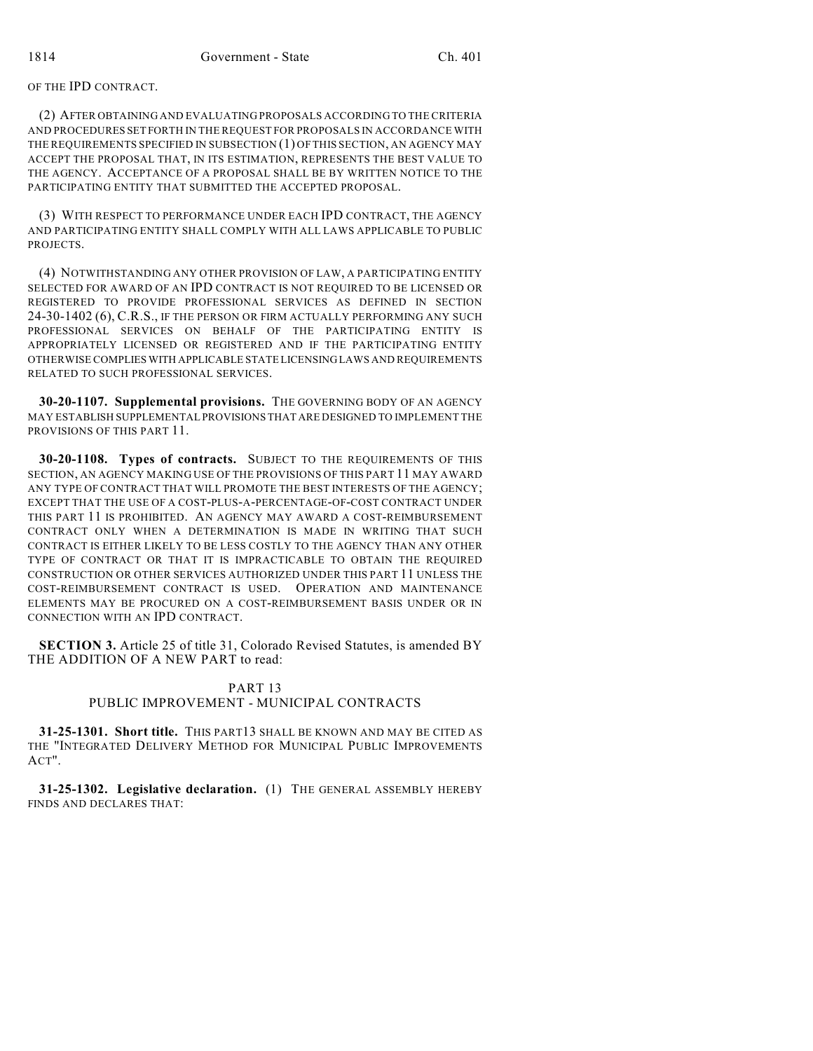OF THE IPD CONTRACT.

(2) AFTER OBTAINING AND EVALUATING PROPOSALS ACCORDING TO THE CRITERIA AND PROCEDURES SET FORTH IN THE REQUEST FOR PROPOSALS IN ACCORDANCE WITH THE REQUIREMENTS SPECIFIED IN SUBSECTION (1) OF THIS SECTION, AN AGENCY MAY ACCEPT THE PROPOSAL THAT, IN ITS ESTIMATION, REPRESENTS THE BEST VALUE TO THE AGENCY. ACCEPTANCE OF A PROPOSAL SHALL BE BY WRITTEN NOTICE TO THE PARTICIPATING ENTITY THAT SUBMITTED THE ACCEPTED PROPOSAL.

(3) WITH RESPECT TO PERFORMANCE UNDER EACH IPD CONTRACT, THE AGENCY AND PARTICIPATING ENTITY SHALL COMPLY WITH ALL LAWS APPLICABLE TO PUBLIC PROJECTS.

(4) NOTWITHSTANDING ANY OTHER PROVISION OF LAW, A PARTICIPATING ENTITY SELECTED FOR AWARD OF AN IPD CONTRACT IS NOT REQUIRED TO BE LICENSED OR REGISTERED TO PROVIDE PROFESSIONAL SERVICES AS DEFINED IN SECTION 24-30-1402 (6), C.R.S., IF THE PERSON OR FIRM ACTUALLY PERFORMING ANY SUCH PROFESSIONAL SERVICES ON BEHALF OF THE PARTICIPATING ENTITY IS APPROPRIATELY LICENSED OR REGISTERED AND IF THE PARTICIPATING ENTITY OTHERWISE COMPLIES WITH APPLICABLE STATE LICENSING LAWS AND REQUIREMENTS RELATED TO SUCH PROFESSIONAL SERVICES.

**30-20-1107. Supplemental provisions.** THE GOVERNING BODY OF AN AGENCY MAY ESTABLISH SUPPLEMENTAL PROVISIONS THAT ARE DESIGNED TO IMPLEMENT THE PROVISIONS OF THIS PART 11.

**30-20-1108. Types of contracts.** SUBJECT TO THE REQUIREMENTS OF THIS SECTION, AN AGENCY MAKING USE OF THE PROVISIONS OF THIS PART 11 MAY AWARD ANY TYPE OF CONTRACT THAT WILL PROMOTE THE BEST INTERESTS OF THE AGENCY; EXCEPT THAT THE USE OF A COST-PLUS-A-PERCENTAGE-OF-COST CONTRACT UNDER THIS PART 11 IS PROHIBITED. AN AGENCY MAY AWARD A COST-REIMBURSEMENT CONTRACT ONLY WHEN A DETERMINATION IS MADE IN WRITING THAT SUCH CONTRACT IS EITHER LIKELY TO BE LESS COSTLY TO THE AGENCY THAN ANY OTHER TYPE OF CONTRACT OR THAT IT IS IMPRACTICABLE TO OBTAIN THE REQUIRED CONSTRUCTION OR OTHER SERVICES AUTHORIZED UNDER THIS PART 11 UNLESS THE COST-REIMBURSEMENT CONTRACT IS USED. OPERATION AND MAINTENANCE ELEMENTS MAY BE PROCURED ON A COST-REIMBURSEMENT BASIS UNDER OR IN CONNECTION WITH AN IPD CONTRACT.

**SECTION 3.** Article 25 of title 31, Colorado Revised Statutes, is amended BY THE ADDITION OF A NEW PART to read:

PART 13
PUBLIC IMPROVEMENT - MUNICIPAL CONTRACTS

**31-25-1301. Short title.** THIS PART 13 SHALL BE KNOWN AND MAY BE CITED AS THE "INTEGRATED DELIVERY METHOD FOR MUNICIPAL PUBLIC IMPROVEMENTS ACT".

**31-25-1302. Legislative declaration.** (1) THE GENERAL ASSEMBLY HEREBY FINDS AND DECLARES THAT: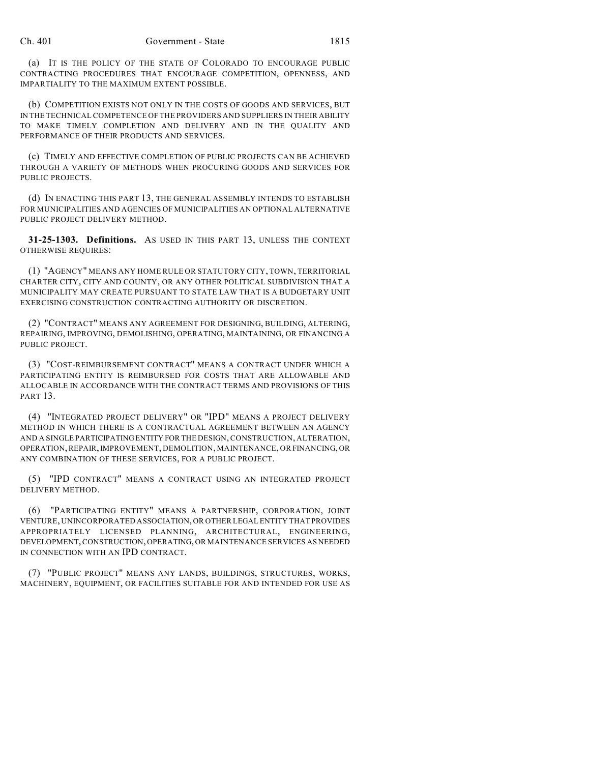(a) IT IS THE POLICY OF THE STATE OF COLORADO TO ENCOURAGE PUBLIC CONTRACTING PROCEDURES THAT ENCOURAGE COMPETITION, OPENNESS, AND IMPARTIALITY TO THE MAXIMUM EXTENT POSSIBLE.

(b) COMPETITION EXISTS NOT ONLY IN THE COSTS OF GOODS AND SERVICES, BUT IN THE TECHNICAL COMPETENCE OF THE PROVIDERS AND SUPPLIERS IN THEIR ABILITY TO MAKE TIMELY COMPLETION AND DELIVERY AND IN THE QUALITY AND PERFORMANCE OF THEIR PRODUCTS AND SERVICES.

(c) TIMELY AND EFFECTIVE COMPLETION OF PUBLIC PROJECTS CAN BE ACHIEVED THROUGH A VARIETY OF METHODS WHEN PROCURING GOODS AND SERVICES FOR PUBLIC PROJECTS.

(d) IN ENACTING THIS PART 13, THE GENERAL ASSEMBLY INTENDS TO ESTABLISH FOR MUNICIPALITIES AND AGENCIES OF MUNICIPALITIES AN OPTIONAL ALTERNATIVE PUBLIC PROJECT DELIVERY METHOD.

**31-25-1303. Definitions.** AS USED IN THIS PART 13, UNLESS THE CONTEXT OTHERWISE REQUIRES:

(1) "AGENCY" MEANS ANY HOME RULE OR STATUTORY CITY, TOWN, TERRITORIAL CHARTER CITY, CITY AND COUNTY, OR ANY OTHER POLITICAL SUBDIVISION THAT A MUNICIPALITY MAY CREATE PURSUANT TO STATE LAW THAT IS A BUDGETARY UNIT EXERCISING CONSTRUCTION CONTRACTING AUTHORITY OR DISCRETION.

(2) "CONTRACT" MEANS ANY AGREEMENT FOR DESIGNING, BUILDING, ALTERING, REPAIRING, IMPROVING, DEMOLISHING, OPERATING, MAINTAINING, OR FINANCING A PUBLIC PROJECT.

(3) "COST-REIMBURSEMENT CONTRACT" MEANS A CONTRACT UNDER WHICH A PARTICIPATING ENTITY IS REIMBURSED FOR COSTS THAT ARE ALLOWABLE AND ALLOCABLE IN ACCORDANCE WITH THE CONTRACT TERMS AND PROVISIONS OF THIS PART 13.

(4) "INTEGRATED PROJECT DELIVERY" OR "IPD" MEANS A PROJECT DELIVERY METHOD IN WHICH THERE IS A CONTRACTUAL AGREEMENT BETWEEN AN AGENCY AND A SINGLE PARTICIPATING ENTITY FOR THE DESIGN, CONSTRUCTION, ALTERATION, OPERATION, REPAIR, IMPROVEMENT, DEMOLITION, MAINTENANCE, OR FINANCING, OR ANY COMBINATION OF THESE SERVICES, FOR A PUBLIC PROJECT.

(5) "IPD CONTRACT" MEANS A CONTRACT USING AN INTEGRATED PROJECT DELIVERY METHOD.

(6) "PARTICIPATING ENTITY" MEANS A PARTNERSHIP, CORPORATION, JOINT VENTURE, UNINCORPORATED ASSOCIATION, OR OTHER LEGAL ENTITY THAT PROVIDES APPROPRIATELY LICENSED PLANNING, ARCHITECTURAL, ENGINEERING, DEVELOPMENT, CONSTRUCTION, OPERATING, OR MAINTENANCE SERVICES AS NEEDED IN CONNECTION WITH AN IPD CONTRACT.

(7) "PUBLIC PROJECT" MEANS ANY LANDS, BUILDINGS, STRUCTURES, WORKS, MACHINERY, EQUIPMENT, OR FACILITIES SUITABLE FOR AND INTENDED FOR USE AS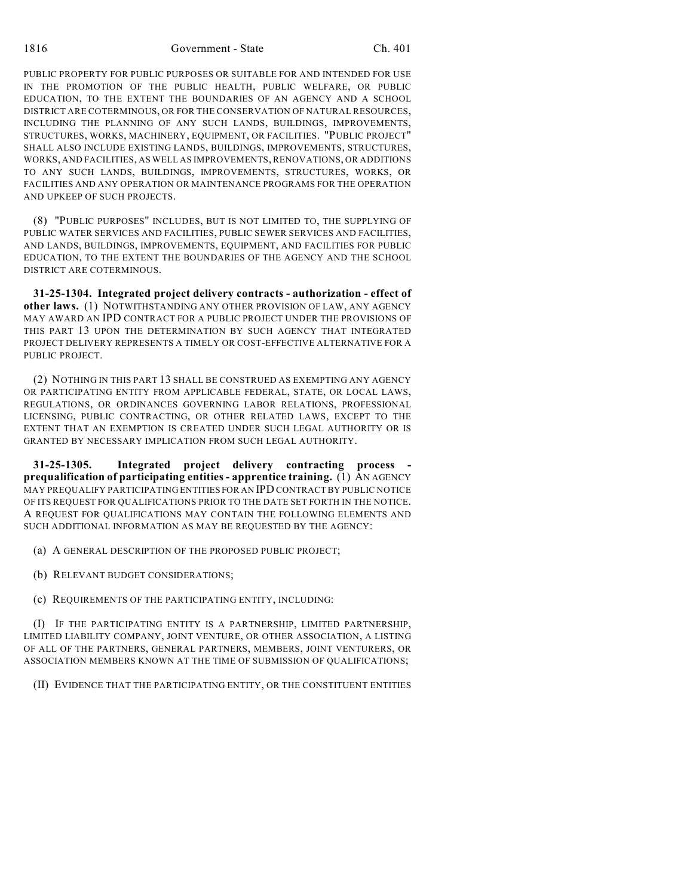PUBLIC PROPERTY FOR PUBLIC PURPOSES OR SUITABLE FOR AND INTENDED FOR USE IN THE PROMOTION OF THE PUBLIC HEALTH, PUBLIC WELFARE, OR PUBLIC EDUCATION, TO THE EXTENT THE BOUNDARIES OF AN AGENCY AND A SCHOOL DISTRICT ARE COTERMINOUS, OR FOR THE CONSERVATION OF NATURAL RESOURCES, INCLUDING THE PLANNING OF ANY SUCH LANDS, BUILDINGS, IMPROVEMENTS, STRUCTURES, WORKS, MACHINERY, EQUIPMENT, OR FACILITIES. "PUBLIC PROJECT" SHALL ALSO INCLUDE EXISTING LANDS, BUILDINGS, IMPROVEMENTS, STRUCTURES, WORKS, AND FACILITIES, AS WELL AS IMPROVEMENTS, RENOVATIONS, OR ADDITIONS TO ANY SUCH LANDS, BUILDINGS, IMPROVEMENTS, STRUCTURES, WORKS, OR FACILITIES AND ANY OPERATION OR MAINTENANCE PROGRAMS FOR THE OPERATION AND UPKEEP OF SUCH PROJECTS.

(8) "PUBLIC PURPOSES" INCLUDES, BUT IS NOT LIMITED TO, THE SUPPLYING OF PUBLIC WATER SERVICES AND FACILITIES, PUBLIC SEWER SERVICES AND FACILITIES, AND LANDS, BUILDINGS, IMPROVEMENTS, EQUIPMENT, AND FACILITIES FOR PUBLIC EDUCATION, TO THE EXTENT THE BOUNDARIES OF THE AGENCY AND THE SCHOOL DISTRICT ARE COTERMINOUS.

**31-25-1304. Integrated project delivery contracts - authorization - effect of other laws.** (1) NOTWITHSTANDING ANY OTHER PROVISION OF LAW, ANY AGENCY MAY AWARD AN IPD CONTRACT FOR A PUBLIC PROJECT UNDER THE PROVISIONS OF THIS PART 13 UPON THE DETERMINATION BY SUCH AGENCY THAT INTEGRATED PROJECT DELIVERY REPRESENTS A TIMELY OR COST-EFFECTIVE ALTERNATIVE FOR A PUBLIC PROJECT.

(2) NOTHING IN THIS PART 13 SHALL BE CONSTRUED AS EXEMPTING ANY AGENCY OR PARTICIPATING ENTITY FROM APPLICABLE FEDERAL, STATE, OR LOCAL LAWS, REGULATIONS, OR ORDINANCES GOVERNING LABOR RELATIONS, PROFESSIONAL LICENSING, PUBLIC CONTRACTING, OR OTHER RELATED LAWS, EXCEPT TO THE EXTENT THAT AN EXEMPTION IS CREATED UNDER SUCH LEGAL AUTHORITY OR IS GRANTED BY NECESSARY IMPLICATION FROM SUCH LEGAL AUTHORITY.

**31-25-1305. Integrated project delivery contracting process - prequalification of participating entities - apprentice training.** (1) AN AGENCY MAY PREQUALIFY PARTICIPATING ENTITIES FOR AN IPD CONTRACT BY PUBLIC NOTICE OF ITS REQUEST FOR QUALIFICATIONS PRIOR TO THE DATE SET FORTH IN THE NOTICE. A REQUEST FOR QUALIFICATIONS MAY CONTAIN THE FOLLOWING ELEMENTS AND SUCH ADDITIONAL INFORMATION AS MAY BE REQUESTED BY THE AGENCY:

(a) A GENERAL DESCRIPTION OF THE PROPOSED PUBLIC PROJECT;

(b) RELEVANT BUDGET CONSIDERATIONS;

(c) REQUIREMENTS OF THE PARTICIPATING ENTITY, INCLUDING:

(I) IF THE PARTICIPATING ENTITY IS A PARTNERSHIP, LIMITED PARTNERSHIP, LIMITED LIABILITY COMPANY, JOINT VENTURE, OR OTHER ASSOCIATION, A LISTING OF ALL OF THE PARTNERS, GENERAL PARTNERS, MEMBERS, JOINT VENTURERS, OR ASSOCIATION MEMBERS KNOWN AT THE TIME OF SUBMISSION OF QUALIFICATIONS;

(II) EVIDENCE THAT THE PARTICIPATING ENTITY, OR THE CONSTITUENT ENTITIES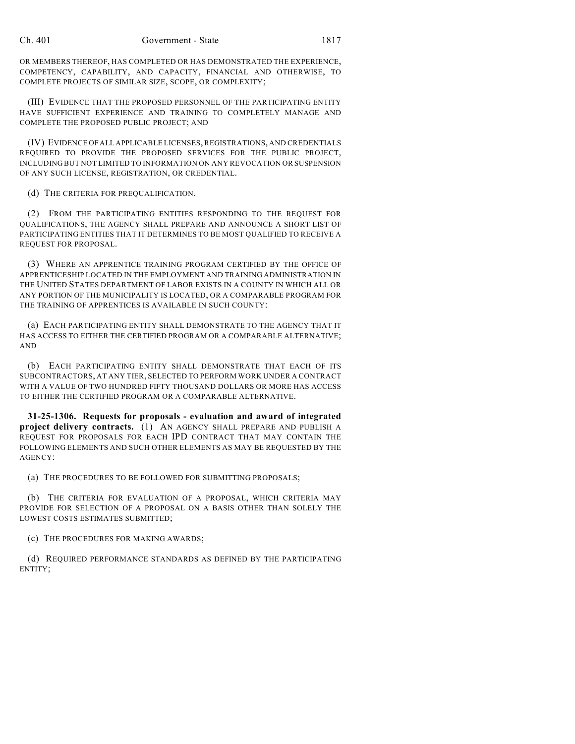OR MEMBERS THEREOF, HAS COMPLETED OR HAS DEMONSTRATED THE EXPERIENCE, COMPETENCY, CAPABILITY, AND CAPACITY, FINANCIAL AND OTHERWISE, TO COMPLETE PROJECTS OF SIMILAR SIZE, SCOPE, OR COMPLEXITY;

(III) EVIDENCE THAT THE PROPOSED PERSONNEL OF THE PARTICIPATING ENTITY HAVE SUFFICIENT EXPERIENCE AND TRAINING TO COMPLETELY MANAGE AND COMPLETE THE PROPOSED PUBLIC PROJECT; AND

(IV) EVIDENCE OF ALL APPLICABLE LICENSES, REGISTRATIONS, AND CREDENTIALS REQUIRED TO PROVIDE THE PROPOSED SERVICES FOR THE PUBLIC PROJECT, INCLUDING BUT NOT LIMITED TO INFORMATION ON ANY REVOCATION OR SUSPENSION OF ANY SUCH LICENSE, REGISTRATION, OR CREDENTIAL.

(d) THE CRITERIA FOR PREQUALIFICATION.

(2) FROM THE PARTICIPATING ENTITIES RESPONDING TO THE REQUEST FOR QUALIFICATIONS, THE AGENCY SHALL PREPARE AND ANNOUNCE A SHORT LIST OF PARTICIPATING ENTITIES THAT IT DETERMINES TO BE MOST QUALIFIED TO RECEIVE A REQUEST FOR PROPOSAL.

(3) WHERE AN APPRENTICE TRAINING PROGRAM CERTIFIED BY THE OFFICE OF APPRENTICESHIP LOCATED IN THE EMPLOYMENT AND TRAINING ADMINISTRATION IN THE UNITED STATES DEPARTMENT OF LABOR EXISTS IN A COUNTY IN WHICH ALL OR ANY PORTION OF THE MUNICIPALITY IS LOCATED, OR A COMPARABLE PROGRAM FOR THE TRAINING OF APPRENTICES IS AVAILABLE IN SUCH COUNTY:

(a) EACH PARTICIPATING ENTITY SHALL DEMONSTRATE TO THE AGENCY THAT IT HAS ACCESS TO EITHER THE CERTIFIED PROGRAM OR A COMPARABLE ALTERNATIVE; AND

(b) EACH PARTICIPATING ENTITY SHALL DEMONSTRATE THAT EACH OF ITS SUBCONTRACTORS, AT ANY TIER, SELECTED TO PERFORM WORK UNDER A CONTRACT WITH A VALUE OF TWO HUNDRED FIFTY THOUSAND DOLLARS OR MORE HAS ACCESS TO EITHER THE CERTIFIED PROGRAM OR A COMPARABLE ALTERNATIVE.

**31-25-1306. Requests for proposals - evaluation and award of integrated project delivery contracts.** (1) AN AGENCY SHALL PREPARE AND PUBLISH A REQUEST FOR PROPOSALS FOR EACH IPD CONTRACT THAT MAY CONTAIN THE FOLLOWING ELEMENTS AND SUCH OTHER ELEMENTS AS MAY BE REQUESTED BY THE AGENCY:

(a) THE PROCEDURES TO BE FOLLOWED FOR SUBMITTING PROPOSALS;

(b) THE CRITERIA FOR EVALUATION OF A PROPOSAL, WHICH CRITERIA MAY PROVIDE FOR SELECTION OF A PROPOSAL ON A BASIS OTHER THAN SOLELY THE LOWEST COSTS ESTIMATES SUBMITTED;

(c) THE PROCEDURES FOR MAKING AWARDS;

(d) REQUIRED PERFORMANCE STANDARDS AS DEFINED BY THE PARTICIPATING ENTITY;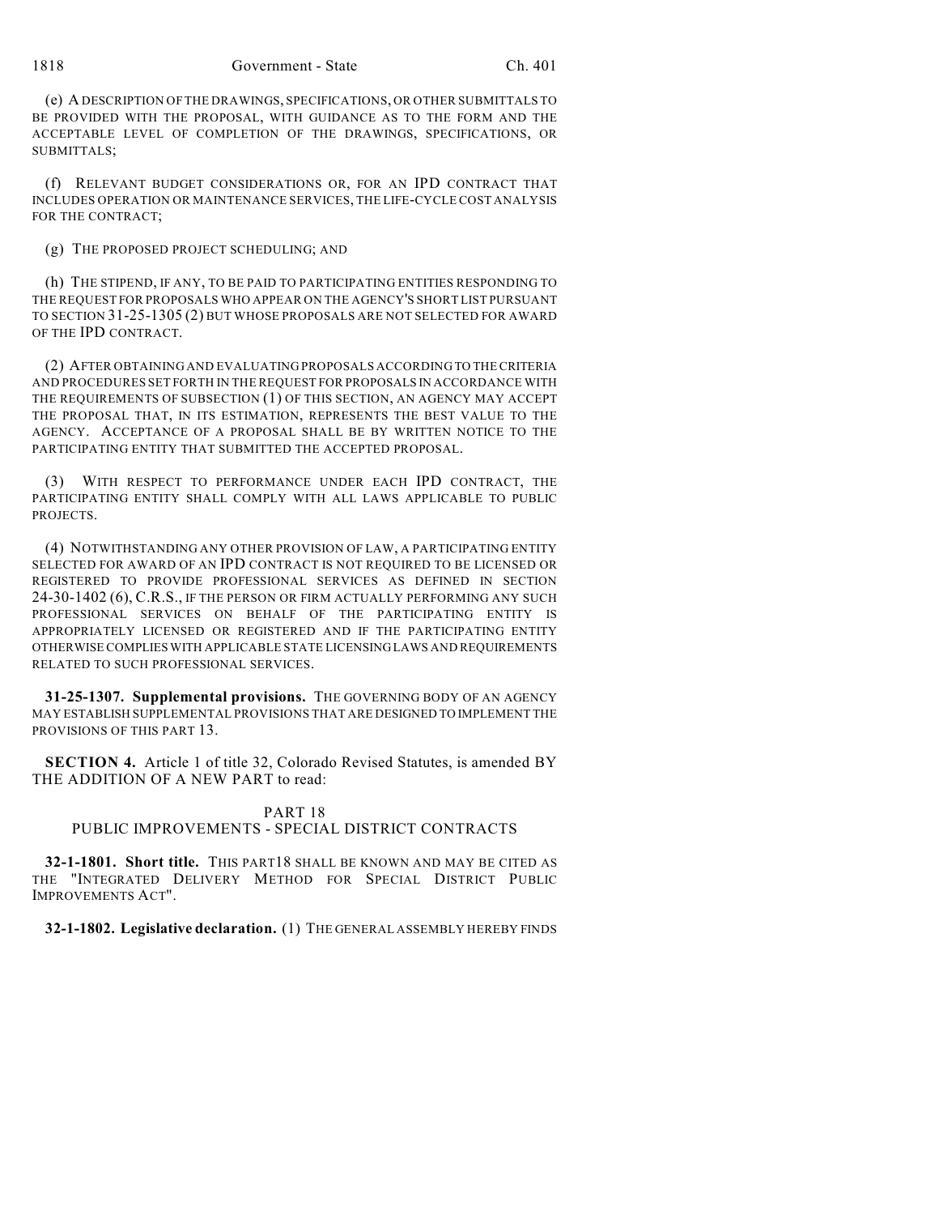(e) A DESCRIPTION OF THE DRAWINGS, SPECIFICATIONS, OR OTHER SUBMITTALS TO BE PROVIDED WITH THE PROPOSAL, WITH GUIDANCE AS TO THE FORM AND THE ACCEPTABLE LEVEL OF COMPLETION OF THE DRAWINGS, SPECIFICATIONS, OR SUBMITTALS;

(f) RELEVANT BUDGET CONSIDERATIONS OR, FOR AN IPD CONTRACT THAT INCLUDES OPERATION OR MAINTENANCE SERVICES, THE LIFE-CYCLE COST ANALYSIS FOR THE CONTRACT;

(g) THE PROPOSED PROJECT SCHEDULING; AND

(h) THE STIPEND, IF ANY, TO BE PAID TO PARTICIPATING ENTITIES RESPONDING TO THE REQUEST FOR PROPOSALS WHO APPEAR ON THE AGENCY'S SHORT LIST PURSUANT TO SECTION 31-25-1305 (2) BUT WHOSE PROPOSALS ARE NOT SELECTED FOR AWARD OF THE IPD CONTRACT.

(2) AFTER OBTAINING AND EVALUATING PROPOSALS ACCORDING TO THE CRITERIA AND PROCEDURES SET FORTH IN THE REQUEST FOR PROPOSALS IN ACCORDANCE WITH THE REQUIREMENTS OF SUBSECTION (1) OF THIS SECTION, AN AGENCY MAY ACCEPT THE PROPOSAL THAT, IN ITS ESTIMATION, REPRESENTS THE BEST VALUE TO THE AGENCY. ACCEPTANCE OF A PROPOSAL SHALL BE BY WRITTEN NOTICE TO THE PARTICIPATING ENTITY THAT SUBMITTED THE ACCEPTED PROPOSAL.

(3) WITH RESPECT TO PERFORMANCE UNDER EACH IPD CONTRACT, THE PARTICIPATING ENTITY SHALL COMPLY WITH ALL LAWS APPLICABLE TO PUBLIC PROJECTS.

(4) NOTWITHSTANDING ANY OTHER PROVISION OF LAW, A PARTICIPATING ENTITY SELECTED FOR AWARD OF AN IPD CONTRACT IS NOT REQUIRED TO BE LICENSED OR REGISTERED TO PROVIDE PROFESSIONAL SERVICES AS DEFINED IN SECTION 24-30-1402 (6), C.R.S., IF THE PERSON OR FIRM ACTUALLY PERFORMING ANY SUCH PROFESSIONAL SERVICES ON BEHALF OF THE PARTICIPATING ENTITY IS APPROPRIATELY LICENSED OR REGISTERED AND IF THE PARTICIPATING ENTITY OTHERWISE COMPLIES WITH APPLICABLE STATE LICENSING LAWS AND REQUIREMENTS RELATED TO SUCH PROFESSIONAL SERVICES.

**31-25-1307. Supplemental provisions.** THE GOVERNING BODY OF AN AGENCY MAY ESTABLISH SUPPLEMENTAL PROVISIONS THAT ARE DESIGNED TO IMPLEMENT THE PROVISIONS OF THIS PART 13.

**SECTION 4.** Article 1 of title 32, Colorado Revised Statutes, is amended BY THE ADDITION OF A NEW PART to read:

PART 18
PUBLIC IMPROVEMENTS - SPECIAL DISTRICT CONTRACTS

**32-1-1801. Short title.** THIS PART18 SHALL BE KNOWN AND MAY BE CITED AS THE "INTEGRATED DELIVERY METHOD FOR SPECIAL DISTRICT PUBLIC IMPROVEMENTS ACT".

**32-1-1802. Legislative declaration.** (1) THE GENERAL ASSEMBLY HEREBY FINDS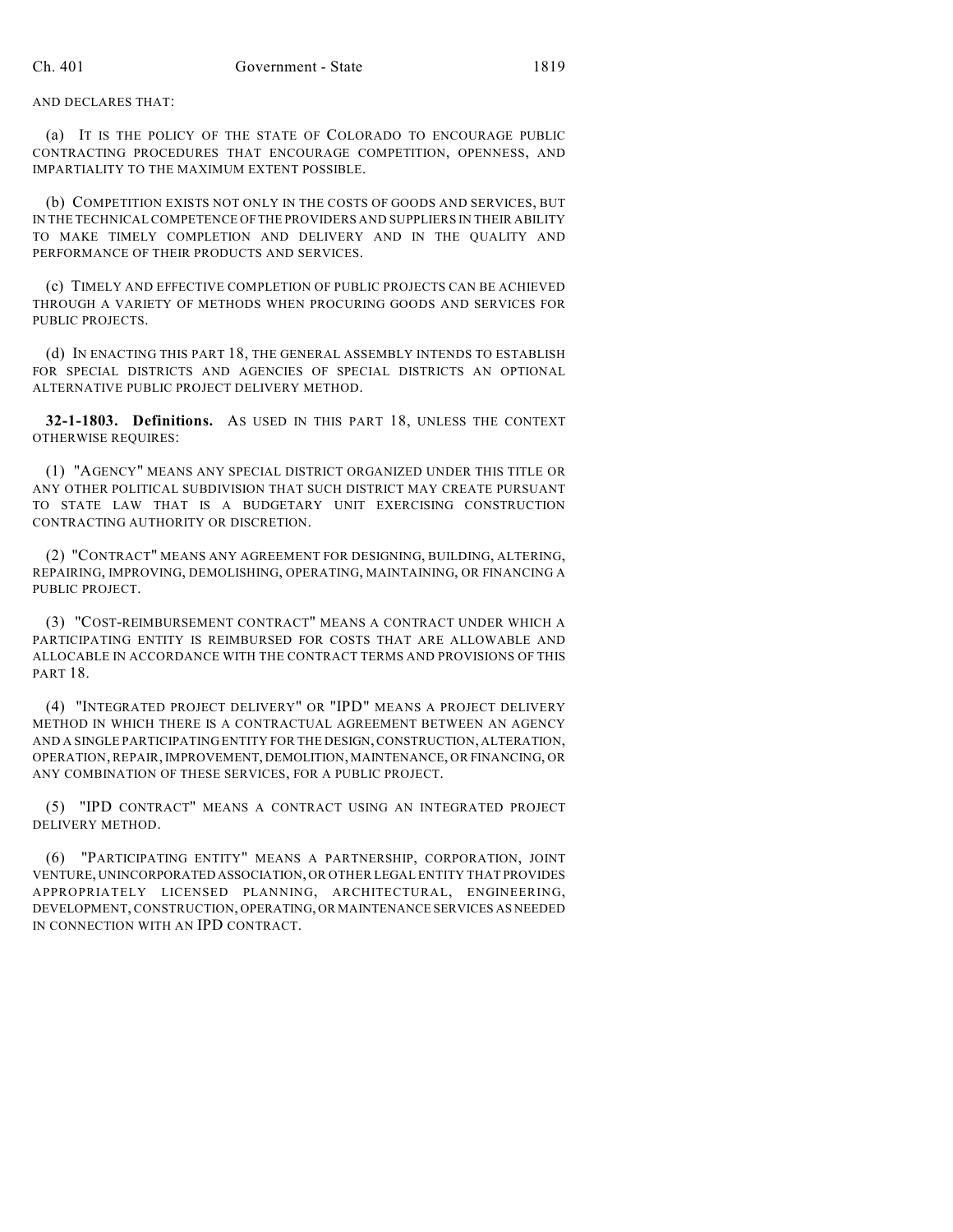AND DECLARES THAT:

(a) IT IS THE POLICY OF THE STATE OF COLORADO TO ENCOURAGE PUBLIC CONTRACTING PROCEDURES THAT ENCOURAGE COMPETITION, OPENNESS, AND IMPARTIALITY TO THE MAXIMUM EXTENT POSSIBLE.

(b) COMPETITION EXISTS NOT ONLY IN THE COSTS OF GOODS AND SERVICES, BUT IN THE TECHNICAL COMPETENCE OF THE PROVIDERS AND SUPPLIERS IN THEIR ABILITY TO MAKE TIMELY COMPLETION AND DELIVERY AND IN THE QUALITY AND PERFORMANCE OF THEIR PRODUCTS AND SERVICES.

(c) TIMELY AND EFFECTIVE COMPLETION OF PUBLIC PROJECTS CAN BE ACHIEVED THROUGH A VARIETY OF METHODS WHEN PROCURING GOODS AND SERVICES FOR PUBLIC PROJECTS.

(d) IN ENACTING THIS PART 18, THE GENERAL ASSEMBLY INTENDS TO ESTABLISH FOR SPECIAL DISTRICTS AND AGENCIES OF SPECIAL DISTRICTS AN OPTIONAL ALTERNATIVE PUBLIC PROJECT DELIVERY METHOD.

**32-1-1803. Definitions.** AS USED IN THIS PART 18, UNLESS THE CONTEXT OTHERWISE REQUIRES:

(1) "AGENCY" MEANS ANY SPECIAL DISTRICT ORGANIZED UNDER THIS TITLE OR ANY OTHER POLITICAL SUBDIVISION THAT SUCH DISTRICT MAY CREATE PURSUANT TO STATE LAW THAT IS A BUDGETARY UNIT EXERCISING CONSTRUCTION CONTRACTING AUTHORITY OR DISCRETION.

(2) "CONTRACT" MEANS ANY AGREEMENT FOR DESIGNING, BUILDING, ALTERING, REPAIRING, IMPROVING, DEMOLISHING, OPERATING, MAINTAINING, OR FINANCING A PUBLIC PROJECT.

(3) "COST-REIMBURSEMENT CONTRACT" MEANS A CONTRACT UNDER WHICH A PARTICIPATING ENTITY IS REIMBURSED FOR COSTS THAT ARE ALLOWABLE AND ALLOCABLE IN ACCORDANCE WITH THE CONTRACT TERMS AND PROVISIONS OF THIS PART 18.

(4) "INTEGRATED PROJECT DELIVERY" OR "IPD" MEANS A PROJECT DELIVERY METHOD IN WHICH THERE IS A CONTRACTUAL AGREEMENT BETWEEN AN AGENCY AND A SINGLE PARTICIPATING ENTITY FOR THE DESIGN, CONSTRUCTION, ALTERATION, OPERATION, REPAIR, IMPROVEMENT, DEMOLITION, MAINTENANCE, OR FINANCING, OR ANY COMBINATION OF THESE SERVICES, FOR A PUBLIC PROJECT.

(5) "IPD CONTRACT" MEANS A CONTRACT USING AN INTEGRATED PROJECT DELIVERY METHOD.

(6) "PARTICIPATING ENTITY" MEANS A PARTNERSHIP, CORPORATION, JOINT VENTURE, UNINCORPORATED ASSOCIATION, OR OTHER LEGAL ENTITY THAT PROVIDES APPROPRIATELY LICENSED PLANNING, ARCHITECTURAL, ENGINEERING, DEVELOPMENT, CONSTRUCTION, OPERATING, OR MAINTENANCE SERVICES AS NEEDED IN CONNECTION WITH AN IPD CONTRACT.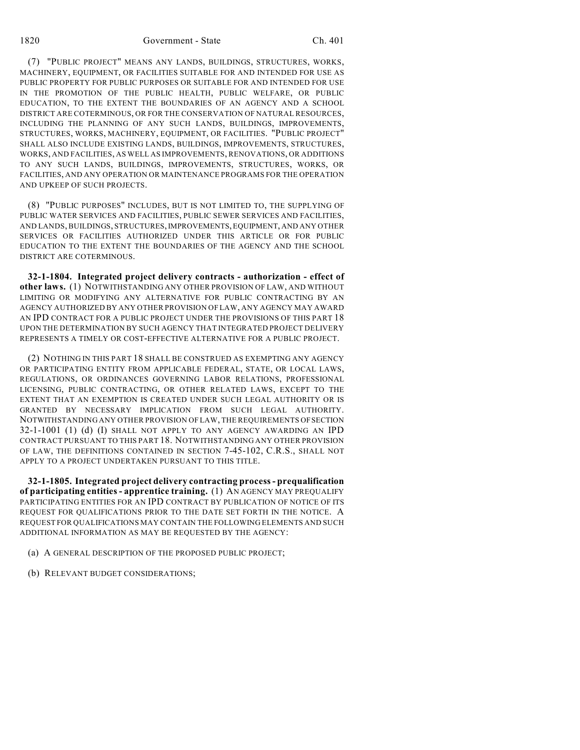(7) "PUBLIC PROJECT" MEANS ANY LANDS, BUILDINGS, STRUCTURES, WORKS, MACHINERY, EQUIPMENT, OR FACILITIES SUITABLE FOR AND INTENDED FOR USE AS PUBLIC PROPERTY FOR PUBLIC PURPOSES OR SUITABLE FOR AND INTENDED FOR USE IN THE PROMOTION OF THE PUBLIC HEALTH, PUBLIC WELFARE, OR PUBLIC EDUCATION, TO THE EXTENT THE BOUNDARIES OF AN AGENCY AND A SCHOOL DISTRICT ARE COTERMINOUS, OR FOR THE CONSERVATION OF NATURAL RESOURCES, INCLUDING THE PLANNING OF ANY SUCH LANDS, BUILDINGS, IMPROVEMENTS, STRUCTURES, WORKS, MACHINERY, EQUIPMENT, OR FACILITIES. "PUBLIC PROJECT" SHALL ALSO INCLUDE EXISTING LANDS, BUILDINGS, IMPROVEMENTS, STRUCTURES, WORKS, AND FACILITIES, AS WELL AS IMPROVEMENTS, RENOVATIONS, OR ADDITIONS TO ANY SUCH LANDS, BUILDINGS, IMPROVEMENTS, STRUCTURES, WORKS, OR FACILITIES, AND ANY OPERATION OR MAINTENANCE PROGRAMS FOR THE OPERATION AND UPKEEP OF SUCH PROJECTS.

(8) "PUBLIC PURPOSES" INCLUDES, BUT IS NOT LIMITED TO, THE SUPPLYING OF PUBLIC WATER SERVICES AND FACILITIES, PUBLIC SEWER SERVICES AND FACILITIES, AND LANDS, BUILDINGS, STRUCTURES, IMPROVEMENTS, EQUIPMENT, AND ANY OTHER SERVICES OR FACILITIES AUTHORIZED UNDER THIS ARTICLE OR FOR PUBLIC EDUCATION TO THE EXTENT THE BOUNDARIES OF THE AGENCY AND THE SCHOOL DISTRICT ARE COTERMINOUS.

**32-1-1804. Integrated project delivery contracts - authorization - effect of other laws.** (1) NOTWITHSTANDING ANY OTHER PROVISION OF LAW, AND WITHOUT LIMITING OR MODIFYING ANY ALTERNATIVE FOR PUBLIC CONTRACTING BY AN AGENCY AUTHORIZED BY ANY OTHER PROVISION OF LAW, ANY AGENCY MAY AWARD AN IPD CONTRACT FOR A PUBLIC PROJECT UNDER THE PROVISIONS OF THIS PART 18 UPON THE DETERMINATION BY SUCH AGENCY THAT INTEGRATED PROJECT DELIVERY REPRESENTS A TIMELY OR COST-EFFECTIVE ALTERNATIVE FOR A PUBLIC PROJECT.

(2) NOTHING IN THIS PART 18 SHALL BE CONSTRUED AS EXEMPTING ANY AGENCY OR PARTICIPATING ENTITY FROM APPLICABLE FEDERAL, STATE, OR LOCAL LAWS, REGULATIONS, OR ORDINANCES GOVERNING LABOR RELATIONS, PROFESSIONAL LICENSING, PUBLIC CONTRACTING, OR OTHER RELATED LAWS, EXCEPT TO THE EXTENT THAT AN EXEMPTION IS CREATED UNDER SUCH LEGAL AUTHORITY OR IS GRANTED BY NECESSARY IMPLICATION FROM SUCH LEGAL AUTHORITY. NOTWITHSTANDING ANY OTHER PROVISION OF LAW, THE REQUIREMENTS OF SECTION 32-1-1001 (1) (d) (I) SHALL NOT APPLY TO ANY AGENCY AWARDING AN IPD CONTRACT PURSUANT TO THIS PART 18. NOTWITHSTANDING ANY OTHER PROVISION OF LAW, THE DEFINITIONS CONTAINED IN SECTION 7-45-102, C.R.S., SHALL NOT APPLY TO A PROJECT UNDERTAKEN PURSUANT TO THIS TITLE.

**32-1-1805. Integrated project delivery contracting process - prequalification of participating entities - apprentice training.** (1) AN AGENCY MAY PREQUALIFY PARTICIPATING ENTITIES FOR AN IPD CONTRACT BY PUBLICATION OF NOTICE OF ITS REQUEST FOR QUALIFICATIONS PRIOR TO THE DATE SET FORTH IN THE NOTICE. A REQUEST FOR QUALIFICATIONS MAY CONTAIN THE FOLLOWING ELEMENTS AND SUCH ADDITIONAL INFORMATION AS MAY BE REQUESTED BY THE AGENCY:

(a) A GENERAL DESCRIPTION OF THE PROPOSED PUBLIC PROJECT;

(b) RELEVANT BUDGET CONSIDERATIONS;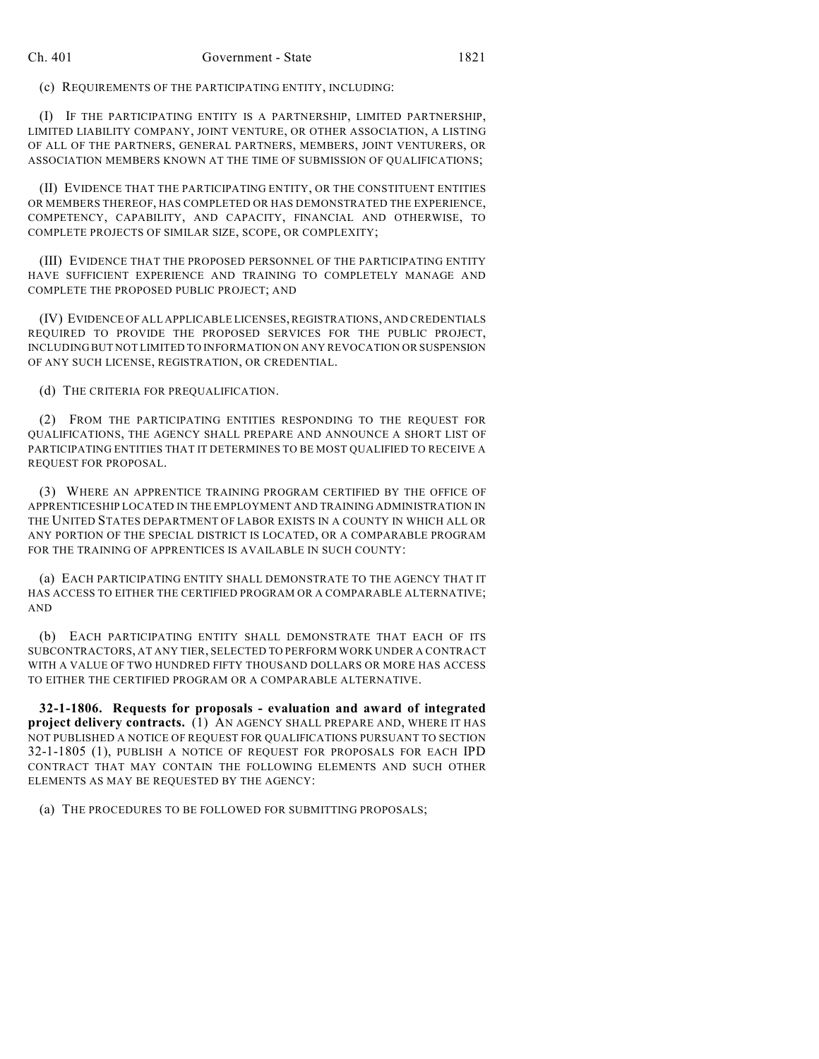(c) REQUIREMENTS OF THE PARTICIPATING ENTITY, INCLUDING:

(I) IF THE PARTICIPATING ENTITY IS A PARTNERSHIP, LIMITED PARTNERSHIP, LIMITED LIABILITY COMPANY, JOINT VENTURE, OR OTHER ASSOCIATION, A LISTING OF ALL OF THE PARTNERS, GENERAL PARTNERS, MEMBERS, JOINT VENTURERS, OR ASSOCIATION MEMBERS KNOWN AT THE TIME OF SUBMISSION OF QUALIFICATIONS;

(II) EVIDENCE THAT THE PARTICIPATING ENTITY, OR THE CONSTITUENT ENTITIES OR MEMBERS THEREOF, HAS COMPLETED OR HAS DEMONSTRATED THE EXPERIENCE, COMPETENCY, CAPABILITY, AND CAPACITY, FINANCIAL AND OTHERWISE, TO COMPLETE PROJECTS OF SIMILAR SIZE, SCOPE, OR COMPLEXITY;

(III) EVIDENCE THAT THE PROPOSED PERSONNEL OF THE PARTICIPATING ENTITY HAVE SUFFICIENT EXPERIENCE AND TRAINING TO COMPLETELY MANAGE AND COMPLETE THE PROPOSED PUBLIC PROJECT; AND

(IV) EVIDENCE OF ALL APPLICABLE LICENSES, REGISTRATIONS, AND CREDENTIALS REQUIRED TO PROVIDE THE PROPOSED SERVICES FOR THE PUBLIC PROJECT, INCLUDING BUT NOT LIMITED TO INFORMATION ON ANY REVOCATION OR SUSPENSION OF ANY SUCH LICENSE, REGISTRATION, OR CREDENTIAL.

(d) THE CRITERIA FOR PREQUALIFICATION.

(2) FROM THE PARTICIPATING ENTITIES RESPONDING TO THE REQUEST FOR QUALIFICATIONS, THE AGENCY SHALL PREPARE AND ANNOUNCE A SHORT LIST OF PARTICIPATING ENTITIES THAT IT DETERMINES TO BE MOST QUALIFIED TO RECEIVE A REQUEST FOR PROPOSAL.

(3) WHERE AN APPRENTICE TRAINING PROGRAM CERTIFIED BY THE OFFICE OF APPRENTICESHIP LOCATED IN THE EMPLOYMENT AND TRAINING ADMINISTRATION IN THE UNITED STATES DEPARTMENT OF LABOR EXISTS IN A COUNTY IN WHICH ALL OR ANY PORTION OF THE SPECIAL DISTRICT IS LOCATED, OR A COMPARABLE PROGRAM FOR THE TRAINING OF APPRENTICES IS AVAILABLE IN SUCH COUNTY:

(a) EACH PARTICIPATING ENTITY SHALL DEMONSTRATE TO THE AGENCY THAT IT HAS ACCESS TO EITHER THE CERTIFIED PROGRAM OR A COMPARABLE ALTERNATIVE; AND

(b) EACH PARTICIPATING ENTITY SHALL DEMONSTRATE THAT EACH OF ITS SUBCONTRACTORS, AT ANY TIER, SELECTED TO PERFORM WORK UNDER A CONTRACT WITH A VALUE OF TWO HUNDRED FIFTY THOUSAND DOLLARS OR MORE HAS ACCESS TO EITHER THE CERTIFIED PROGRAM OR A COMPARABLE ALTERNATIVE.

**32-1-1806. Requests for proposals - evaluation and award of integrated project delivery contracts.** (1) AN AGENCY SHALL PREPARE AND, WHERE IT HAS NOT PUBLISHED A NOTICE OF REQUEST FOR QUALIFICATIONS PURSUANT TO SECTION 32-1-1805 (1), PUBLISH A NOTICE OF REQUEST FOR PROPOSALS FOR EACH IPD CONTRACT THAT MAY CONTAIN THE FOLLOWING ELEMENTS AND SUCH OTHER ELEMENTS AS MAY BE REQUESTED BY THE AGENCY:

(a) THE PROCEDURES TO BE FOLLOWED FOR SUBMITTING PROPOSALS;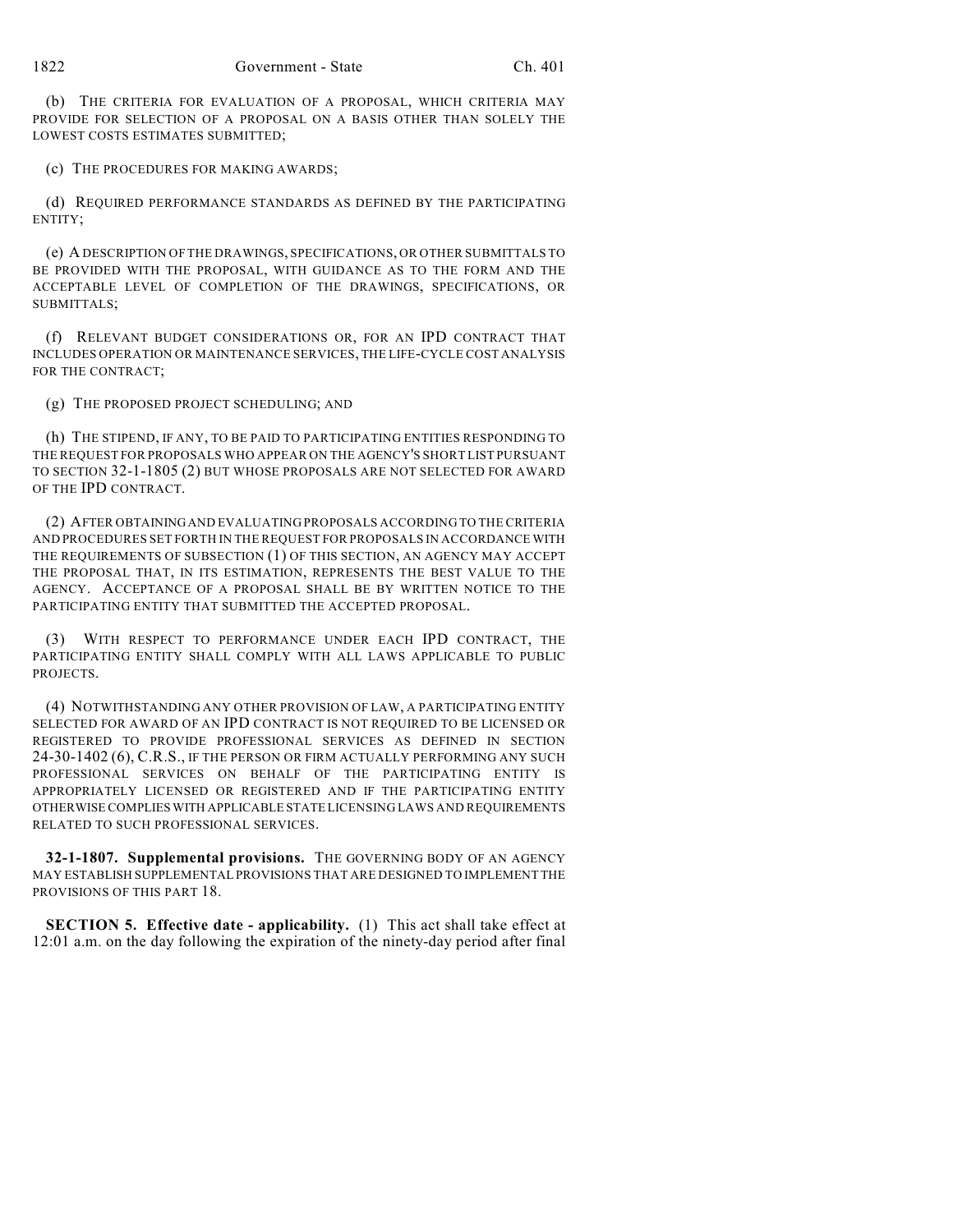(b) THE CRITERIA FOR EVALUATION OF A PROPOSAL, WHICH CRITERIA MAY PROVIDE FOR SELECTION OF A PROPOSAL ON A BASIS OTHER THAN SOLELY THE LOWEST COSTS ESTIMATES SUBMITTED;

(c) THE PROCEDURES FOR MAKING AWARDS;

(d) REQUIRED PERFORMANCE STANDARDS AS DEFINED BY THE PARTICIPATING ENTITY;

(e) A DESCRIPTION OF THE DRAWINGS, SPECIFICATIONS, OR OTHER SUBMITTALS TO BE PROVIDED WITH THE PROPOSAL, WITH GUIDANCE AS TO THE FORM AND THE ACCEPTABLE LEVEL OF COMPLETION OF THE DRAWINGS, SPECIFICATIONS, OR SUBMITTALS;

(f) RELEVANT BUDGET CONSIDERATIONS OR, FOR AN IPD CONTRACT THAT INCLUDES OPERATION OR MAINTENANCE SERVICES, THE LIFE-CYCLE COST ANALYSIS FOR THE CONTRACT;

(g) THE PROPOSED PROJECT SCHEDULING; AND

(h) THE STIPEND, IF ANY, TO BE PAID TO PARTICIPATING ENTITIES RESPONDING TO THE REQUEST FOR PROPOSALS WHO APPEAR ON THE AGENCY'S SHORT LIST PURSUANT TO SECTION 32-1-1805 (2) BUT WHOSE PROPOSALS ARE NOT SELECTED FOR AWARD OF THE IPD CONTRACT.

(2) AFTER OBTAINING AND EVALUATING PROPOSALS ACCORDING TO THE CRITERIA AND PROCEDURES SET FORTH IN THE REQUEST FOR PROPOSALS IN ACCORDANCE WITH THE REQUIREMENTS OF SUBSECTION (1) OF THIS SECTION, AN AGENCY MAY ACCEPT THE PROPOSAL THAT, IN ITS ESTIMATION, REPRESENTS THE BEST VALUE TO THE AGENCY. ACCEPTANCE OF A PROPOSAL SHALL BE BY WRITTEN NOTICE TO THE PARTICIPATING ENTITY THAT SUBMITTED THE ACCEPTED PROPOSAL.

(3) WITH RESPECT TO PERFORMANCE UNDER EACH IPD CONTRACT, THE PARTICIPATING ENTITY SHALL COMPLY WITH ALL LAWS APPLICABLE TO PUBLIC PROJECTS.

(4) NOTWITHSTANDING ANY OTHER PROVISION OF LAW, A PARTICIPATING ENTITY SELECTED FOR AWARD OF AN IPD CONTRACT IS NOT REQUIRED TO BE LICENSED OR REGISTERED TO PROVIDE PROFESSIONAL SERVICES AS DEFINED IN SECTION 24-30-1402 (6), C.R.S., IF THE PERSON OR FIRM ACTUALLY PERFORMING ANY SUCH PROFESSIONAL SERVICES ON BEHALF OF THE PARTICIPATING ENTITY IS APPROPRIATELY LICENSED OR REGISTERED AND IF THE PARTICIPATING ENTITY OTHERWISE COMPLIES WITH APPLICABLE STATE LICENSING LAWS AND REQUIREMENTS RELATED TO SUCH PROFESSIONAL SERVICES.

**32-1-1807. Supplemental provisions.** THE GOVERNING BODY OF AN AGENCY MAY ESTABLISH SUPPLEMENTAL PROVISIONS THAT ARE DESIGNED TO IMPLEMENT THE PROVISIONS OF THIS PART 18.

**SECTION 5. Effective date - applicability.** (1) This act shall take effect at 12:01 a.m. on the day following the expiration of the ninety-day period after final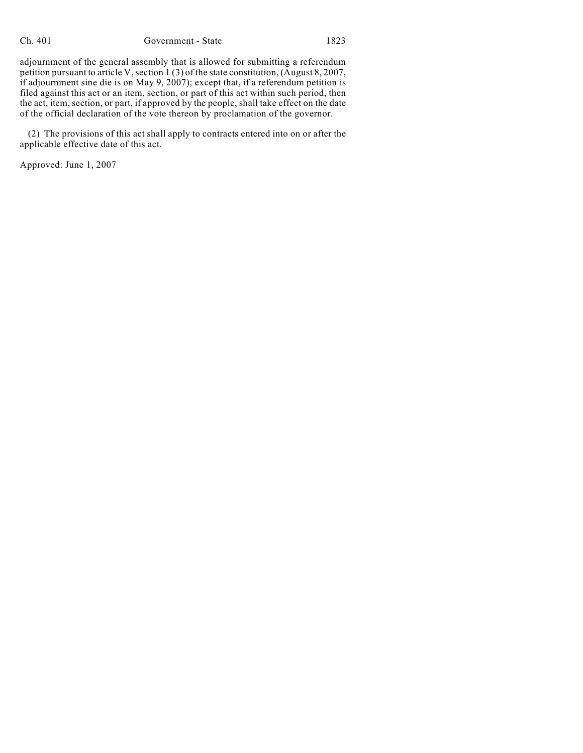adjournment of the general assembly that is allowed for submitting a referendum petition pursuant to article V, section 1 (3) of the state constitution, (August 8, 2007, if adjournment sine die is on May 9, 2007); except that, if a referendum petition is filed against this act or an item, section, or part of this act within such period, then the act, item, section, or part, if approved by the people, shall take effect on the date of the official declaration of the vote thereon by proclamation of the governor.

(2) The provisions of this act shall apply to contracts entered into on or after the applicable effective date of this act.

Approved: June 1, 2007